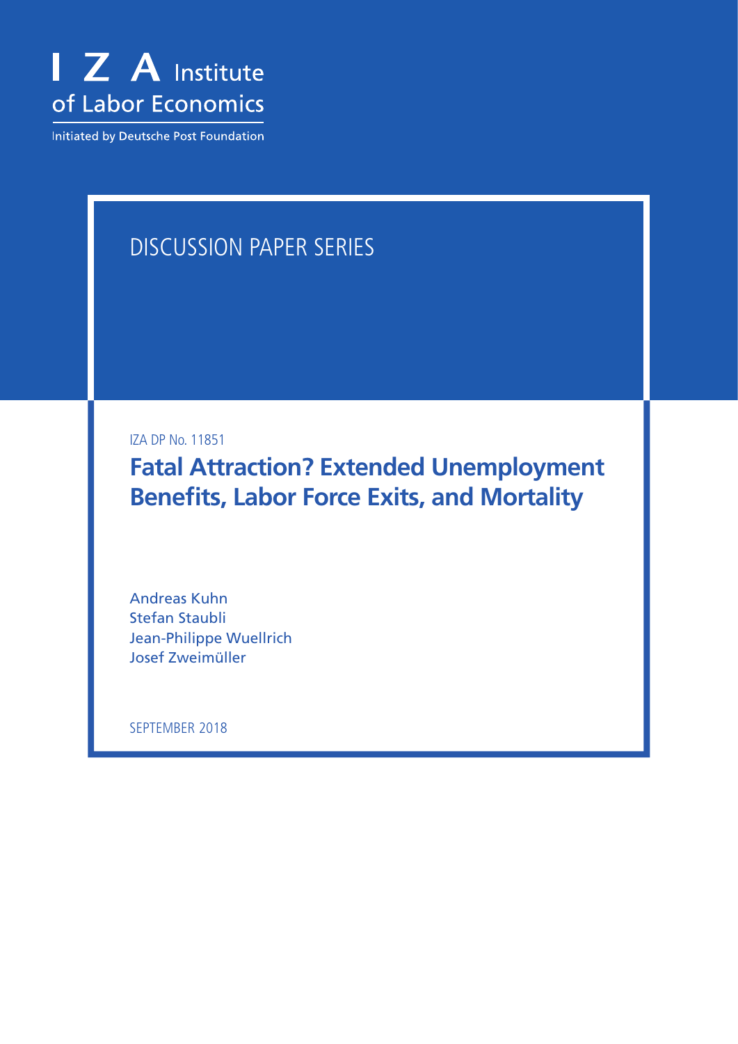I Z A Institute of Labor Economics

Initiated by Deutsche Post Foundation

DISCUSSION PAPER SERIES

IZA DP No. 11851

# Fatal Attraction? Extended Unemployment Benefits, Labor Force Exits, and Mortality

Andreas Kuhn
Stefan Staubli
Jean-Philippe Wuellrich
Josef Zweimüller

SEPTEMBER 2018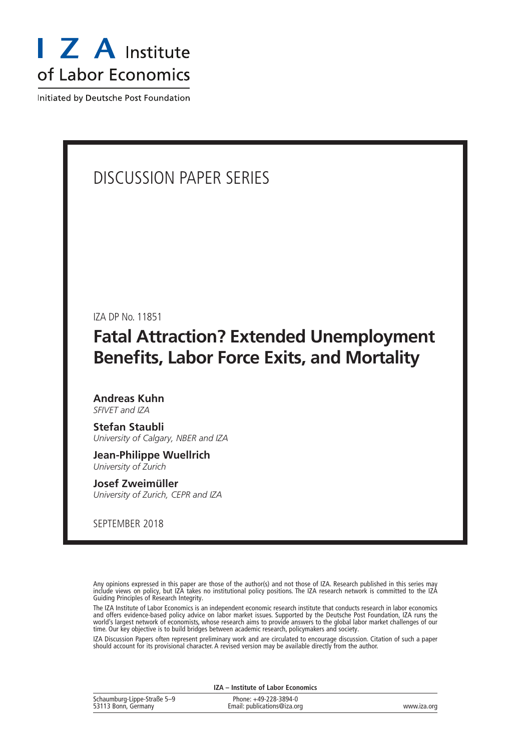I Z A Institute of Labor Economics

Initiated by Deutsche Post Foundation

# DISCUSSION PAPER SERIES

IZA DP No. 11851

## Fatal Attraction? Extended Unemployment Benefits, Labor Force Exits, and Mortality

**Andreas Kuhn**
*SFIVET and IZA*

**Stefan Staubli**
*University of Calgary, NBER and IZA*

**Jean-Philippe Wuellrich**
*University of Zurich*

**Josef Zweimüller**
*University of Zurich, CEPR and IZA*

SEPTEMBER 2018

Any opinions expressed in this paper are those of the author(s) and not those of IZA. Research published in this series may include views on policy, but IZA takes no institutional policy positions. The IZA research network is committed to the IZA Guiding Principles of Research Integrity.

The IZA Institute of Labor Economics is an independent economic research institute that conducts research in labor economics and offers evidence-based policy advice on labor market issues. Supported by the Deutsche Post Foundation, IZA runs the world's largest network of economists, whose research aims to provide answers to the global labor market challenges of our time. Our key objective is to build bridges between academic research, policymakers and society.

IZA Discussion Papers often represent preliminary work and are circulated to encourage discussion. Citation of such a paper should account for its provisional character. A revised version may be available directly from the author.

**IZA – Institute of Labor Economics**

Schaumburg-Lippe-Straße 5–9
53113 Bonn, Germany

Phone: +49-228-3894-0
Email: publications@iza.org

www.iza.org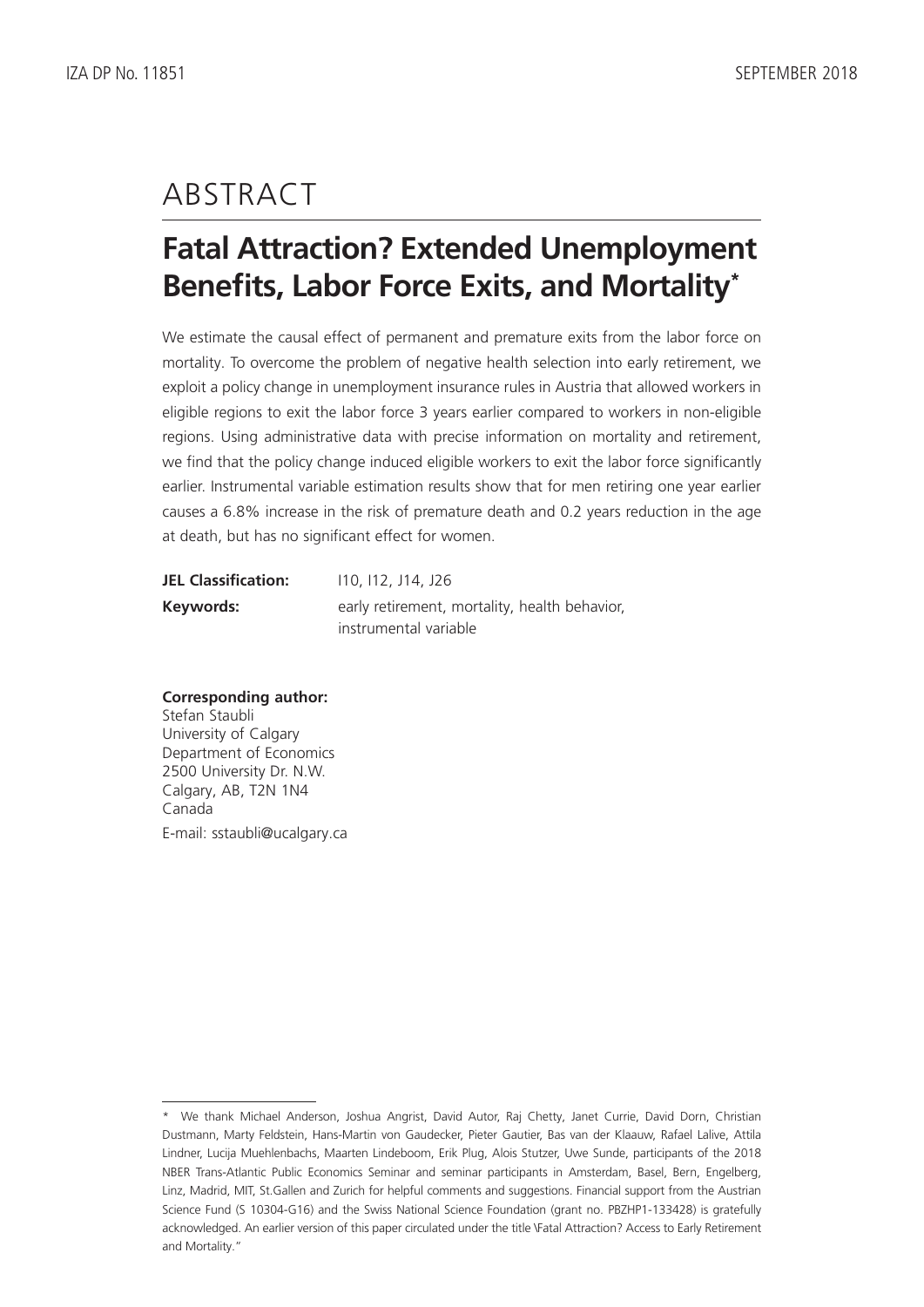# ABSTRACT

## Fatal Attraction? Extended Unemployment Benefits, Labor Force Exits, and Mortality*

We estimate the causal effect of permanent and premature exits from the labor force on mortality. To overcome the problem of negative health selection into early retirement, we exploit a policy change in unemployment insurance rules in Austria that allowed workers in eligible regions to exit the labor force 3 years earlier compared to workers in non-eligible regions. Using administrative data with precise information on mortality and retirement, we find that the policy change induced eligible workers to exit the labor force significantly earlier. Instrumental variable estimation results show that for men retiring one year earlier causes a 6.8% increase in the risk of premature death and 0.2 years reduction in the age at death, but has no significant effect for women.

**JEL Classification:** I10, I12, J14, J26

**Keywords:** early retirement, mortality, health behavior, instrumental variable

**Corresponding author:**
Stefan Staubli
University of Calgary
Department of Economics
2500 University Dr. N.W.
Calgary, AB, T2N 1N4
Canada
E-mail: sstaubli@ucalgary.ca

---

\* We thank Michael Anderson, Joshua Angrist, David Autor, Raj Chetty, Janet Currie, David Dorn, Christian Dustmann, Marty Feldstein, Hans-Martin von Gaudecker, Pieter Gautier, Bas van der Klaauw, Rafael Lalive, Attila Lindner, Lucija Muehlenbachs, Maarten Lindeboom, Erik Plug, Alois Stutzer, Uwe Sunde, participants of the 2018 NBER Trans-Atlantic Public Economics Seminar and seminar participants in Amsterdam, Basel, Bern, Engelberg, Linz, Madrid, MIT, St.Gallen and Zurich for helpful comments and suggestions. Financial support from the Austrian Science Fund (S 10304-G16) and the Swiss National Science Foundation (grant no. PBZHP1-133428) is gratefully acknowledged. An earlier version of this paper circulated under the title \Fatal Attraction? Access to Early Retirement and Mortality."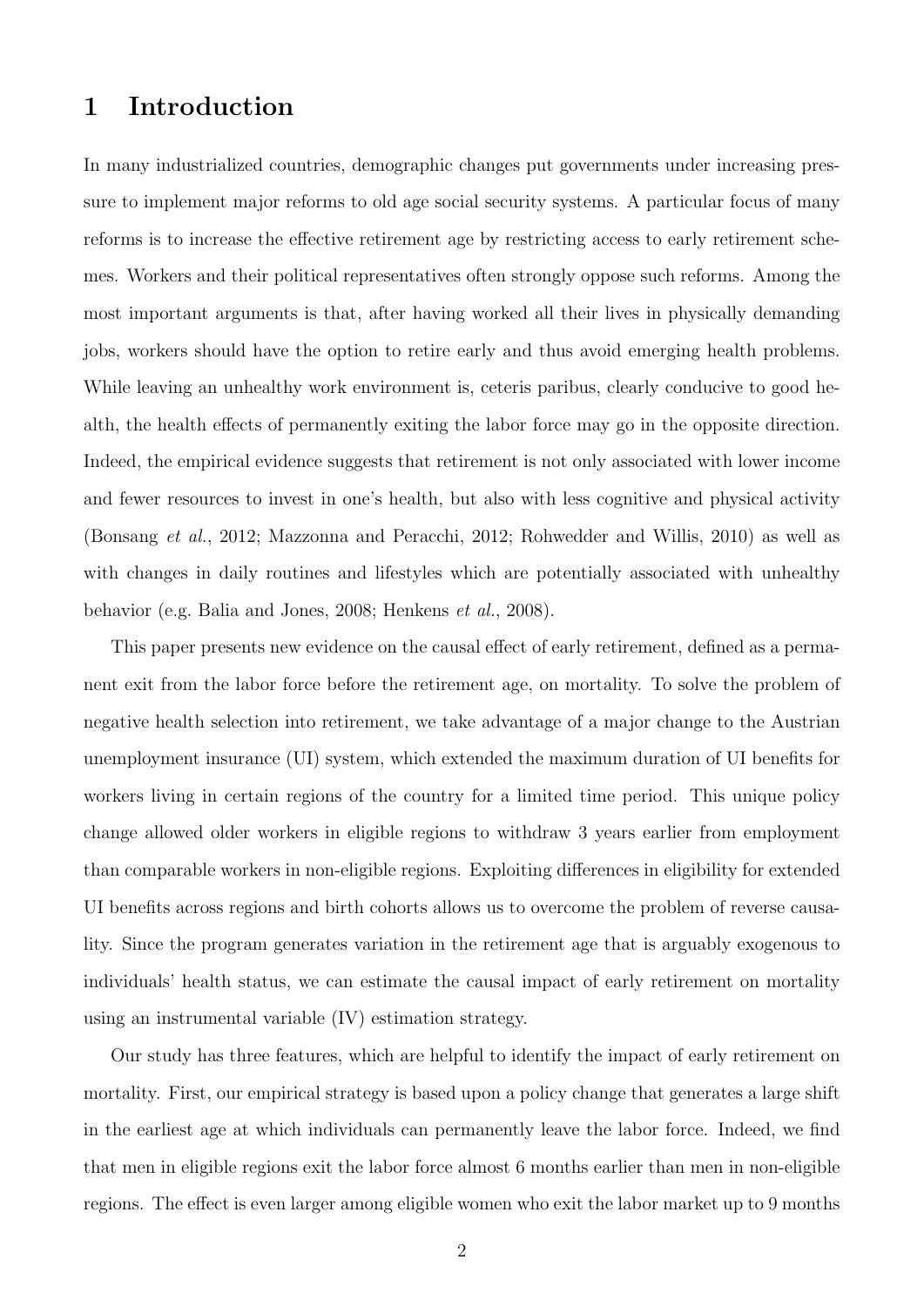# 1 Introduction

In many industrialized countries, demographic changes put governments under increasing pressure to implement major reforms to old age social security systems. A particular focus of many reforms is to increase the effective retirement age by restricting access to early retirement schemes. Workers and their political representatives often strongly oppose such reforms. Among the most important arguments is that, after having worked all their lives in physically demanding jobs, workers should have the option to retire early and thus avoid emerging health problems. While leaving an unhealthy work environment is, ceteris paribus, clearly conducive to good health, the health effects of permanently exiting the labor force may go in the opposite direction. Indeed, the empirical evidence suggests that retirement is not only associated with lower income and fewer resources to invest in one's health, but also with less cognitive and physical activity (Bonsang *et al.*, 2012; Mazzonna and Peracchi, 2012; Rohwedder and Willis, 2010) as well as with changes in daily routines and lifestyles which are potentially associated with unhealthy behavior (e.g. Balia and Jones, 2008; Henkens *et al.*, 2008).

This paper presents new evidence on the causal effect of early retirement, defined as a permanent exit from the labor force before the retirement age, on mortality. To solve the problem of negative health selection into retirement, we take advantage of a major change to the Austrian unemployment insurance (UI) system, which extended the maximum duration of UI benefits for workers living in certain regions of the country for a limited time period. This unique policy change allowed older workers in eligible regions to withdraw 3 years earlier from employment than comparable workers in non-eligible regions. Exploiting differences in eligibility for extended UI benefits across regions and birth cohorts allows us to overcome the problem of reverse causality. Since the program generates variation in the retirement age that is arguably exogenous to individuals' health status, we can estimate the causal impact of early retirement on mortality using an instrumental variable (IV) estimation strategy.

Our study has three features, which are helpful to identify the impact of early retirement on mortality. First, our empirical strategy is based upon a policy change that generates a large shift in the earliest age at which individuals can permanently leave the labor force. Indeed, we find that men in eligible regions exit the labor force almost 6 months earlier than men in non-eligible regions. The effect is even larger among eligible women who exit the labor market up to 9 months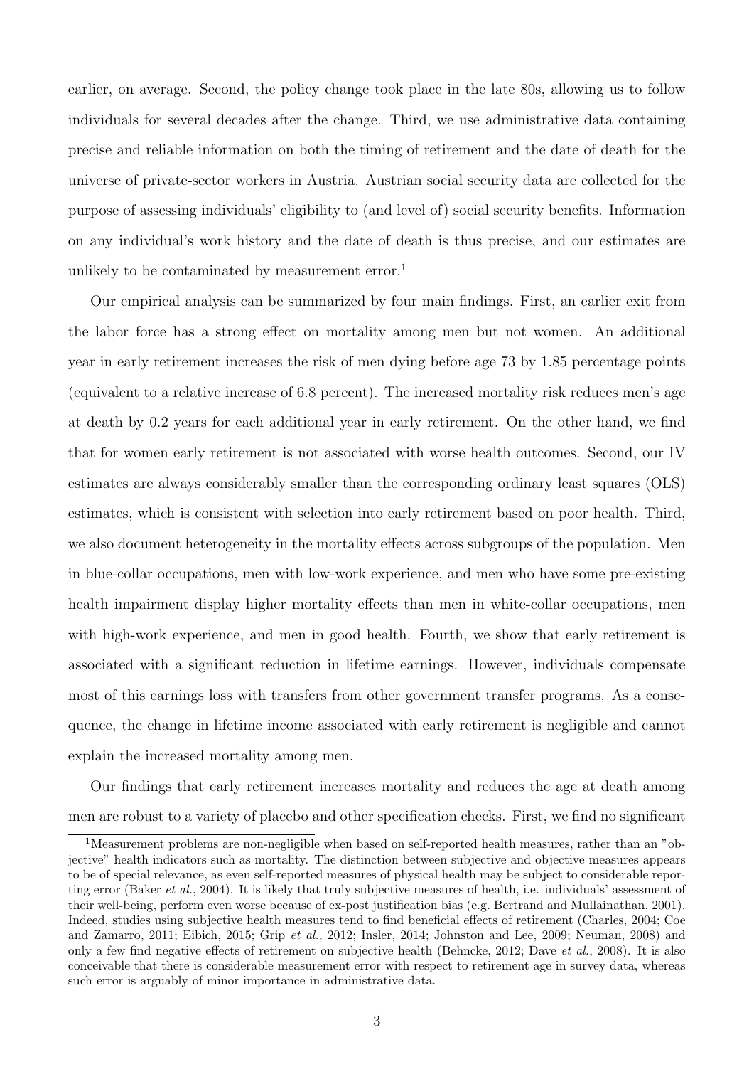earlier, on average. Second, the policy change took place in the late 80s, allowing us to follow individuals for several decades after the change. Third, we use administrative data containing precise and reliable information on both the timing of retirement and the date of death for the universe of private-sector workers in Austria. Austrian social security data are collected for the purpose of assessing individuals' eligibility to (and level of) social security benefits. Information on any individual's work history and the date of death is thus precise, and our estimates are unlikely to be contaminated by measurement error.[1]

Our empirical analysis can be summarized by four main findings. First, an earlier exit from the labor force has a strong effect on mortality among men but not women. An additional year in early retirement increases the risk of men dying before age 73 by 1.85 percentage points (equivalent to a relative increase of 6.8 percent). The increased mortality risk reduces men's age at death by 0.2 years for each additional year in early retirement. On the other hand, we find that for women early retirement is not associated with worse health outcomes. Second, our IV estimates are always considerably smaller than the corresponding ordinary least squares (OLS) estimates, which is consistent with selection into early retirement based on poor health. Third, we also document heterogeneity in the mortality effects across subgroups of the population. Men in blue-collar occupations, men with low-work experience, and men who have some pre-existing health impairment display higher mortality effects than men in white-collar occupations, men with high-work experience, and men in good health. Fourth, we show that early retirement is associated with a significant reduction in lifetime earnings. However, individuals compensate most of this earnings loss with transfers from other government transfer programs. As a consequence, the change in lifetime income associated with early retirement is negligible and cannot explain the increased mortality among men.

Our findings that early retirement increases mortality and reduces the age at death among men are robust to a variety of placebo and other specification checks. First, we find no significant

[1] Measurement problems are non-negligible when based on self-reported health measures, rather than an "objective" health indicators such as mortality. The distinction between subjective and objective measures appears to be of special relevance, as even self-reported measures of physical health may be subject to considerable reporting error (Baker *et al.*, 2004). It is likely that truly subjective measures of health, i.e. individuals' assessment of their well-being, perform even worse because of ex-post justification bias (e.g. Bertrand and Mullainathan, 2001). Indeed, studies using subjective health measures tend to find beneficial effects of retirement (Charles, 2004; Coe and Zamarro, 2011; Eibich, 2015; Grip *et al.*, 2012; Insler, 2014; Johnston and Lee, 2009; Neuman, 2008) and only a few find negative effects of retirement on subjective health (Behncke, 2012; Dave *et al.*, 2008). It is also conceivable that there is considerable measurement error with respect to retirement age in survey data, whereas such error is arguably of minor importance in administrative data.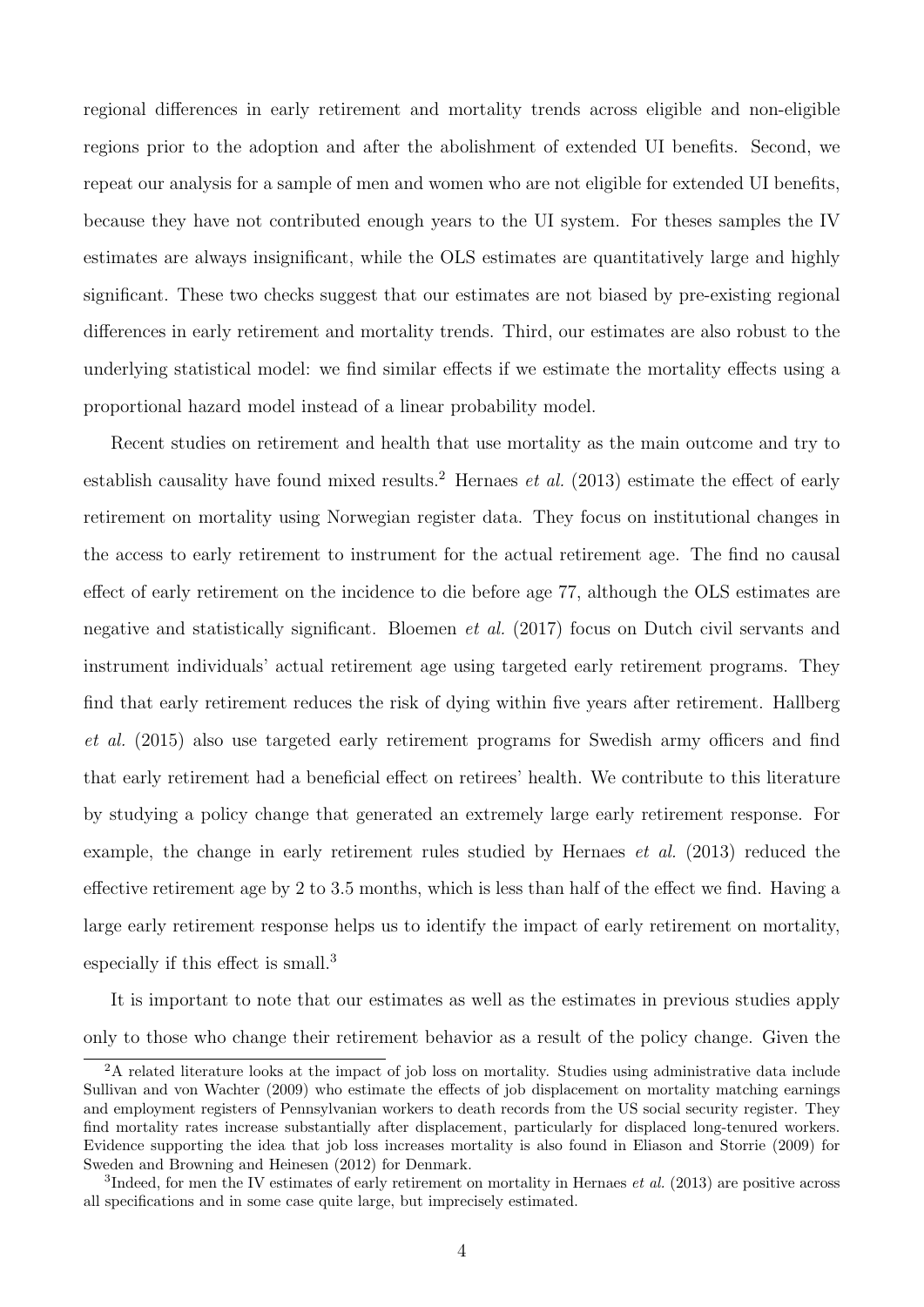regional differences in early retirement and mortality trends across eligible and non-eligible regions prior to the adoption and after the abolishment of extended UI benefits. Second, we repeat our analysis for a sample of men and women who are not eligible for extended UI benefits, because they have not contributed enough years to the UI system. For theses samples the IV estimates are always insignificant, while the OLS estimates are quantitatively large and highly significant. These two checks suggest that our estimates are not biased by pre-existing regional differences in early retirement and mortality trends. Third, our estimates are also robust to the underlying statistical model: we find similar effects if we estimate the mortality effects using a proportional hazard model instead of a linear probability model.

Recent studies on retirement and health that use mortality as the main outcome and try to establish causality have found mixed results.[2] Hernaes *et al.* (2013) estimate the effect of early retirement on mortality using Norwegian register data. They focus on institutional changes in the access to early retirement to instrument for the actual retirement age. The find no causal effect of early retirement on the incidence to die before age 77, although the OLS estimates are negative and statistically significant. Bloemen *et al.* (2017) focus on Dutch civil servants and instrument individuals' actual retirement age using targeted early retirement programs. They find that early retirement reduces the risk of dying within five years after retirement. Hallberg *et al.* (2015) also use targeted early retirement programs for Swedish army officers and find that early retirement had a beneficial effect on retirees' health. We contribute to this literature by studying a policy change that generated an extremely large early retirement response. For example, the change in early retirement rules studied by Hernaes *et al.* (2013) reduced the effective retirement age by 2 to 3.5 months, which is less than half of the effect we find. Having a large early retirement response helps us to identify the impact of early retirement on mortality, especially if this effect is small.[3]

It is important to note that our estimates as well as the estimates in previous studies apply only to those who change their retirement behavior as a result of the policy change. Given the

[2] A related literature looks at the impact of job loss on mortality. Studies using administrative data include Sullivan and von Wachter (2009) who estimate the effects of job displacement on mortality matching earnings and employment registers of Pennsylvanian workers to death records from the US social security register. They find mortality rates increase substantially after displacement, particularly for displaced long-tenured workers. Evidence supporting the idea that job loss increases mortality is also found in Eliason and Storrie (2009) for Sweden and Browning and Heinesen (2012) for Denmark.

[3] Indeed, for men the IV estimates of early retirement on mortality in Hernaes *et al.* (2013) are positive across all specifications and in some case quite large, but imprecisely estimated.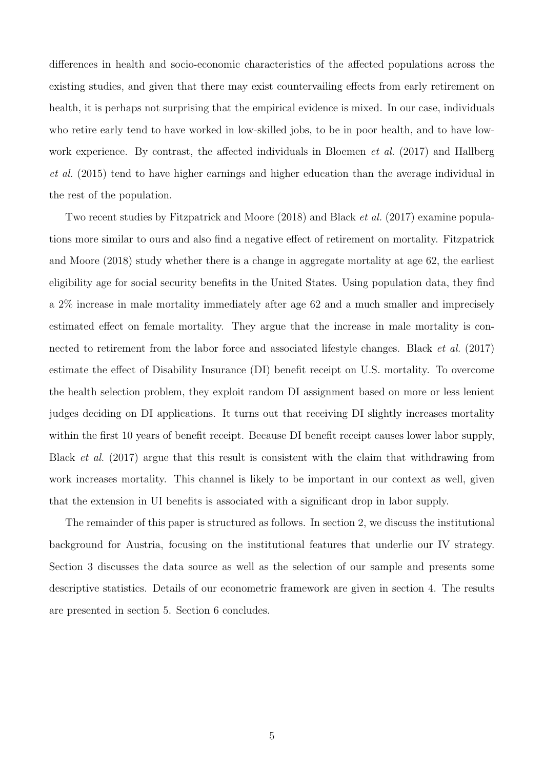differences in health and socio-economic characteristics of the affected populations across the existing studies, and given that there may exist countervailing effects from early retirement on health, it is perhaps not surprising that the empirical evidence is mixed. In our case, individuals who retire early tend to have worked in low-skilled jobs, to be in poor health, and to have low-work experience. By contrast, the affected individuals in Bloemen *et al.* (2017) and Hallberg *et al.* (2015) tend to have higher earnings and higher education than the average individual in the rest of the population.

Two recent studies by Fitzpatrick and Moore (2018) and Black *et al.* (2017) examine populations more similar to ours and also find a negative effect of retirement on mortality. Fitzpatrick and Moore (2018) study whether there is a change in aggregate mortality at age 62, the earliest eligibility age for social security benefits in the United States. Using population data, they find a 2% increase in male mortality immediately after age 62 and a much smaller and imprecisely estimated effect on female mortality. They argue that the increase in male mortality is connected to retirement from the labor force and associated lifestyle changes. Black *et al.* (2017) estimate the effect of Disability Insurance (DI) benefit receipt on U.S. mortality. To overcome the health selection problem, they exploit random DI assignment based on more or less lenient judges deciding on DI applications. It turns out that receiving DI slightly increases mortality within the first 10 years of benefit receipt. Because DI benefit receipt causes lower labor supply, Black *et al.* (2017) argue that this result is consistent with the claim that withdrawing from work increases mortality. This channel is likely to be important in our context as well, given that the extension in UI benefits is associated with a significant drop in labor supply.

The remainder of this paper is structured as follows. In section 2, we discuss the institutional background for Austria, focusing on the institutional features that underlie our IV strategy. Section 3 discusses the data source as well as the selection of our sample and presents some descriptive statistics. Details of our econometric framework are given in section 4. The results are presented in section 5. Section 6 concludes.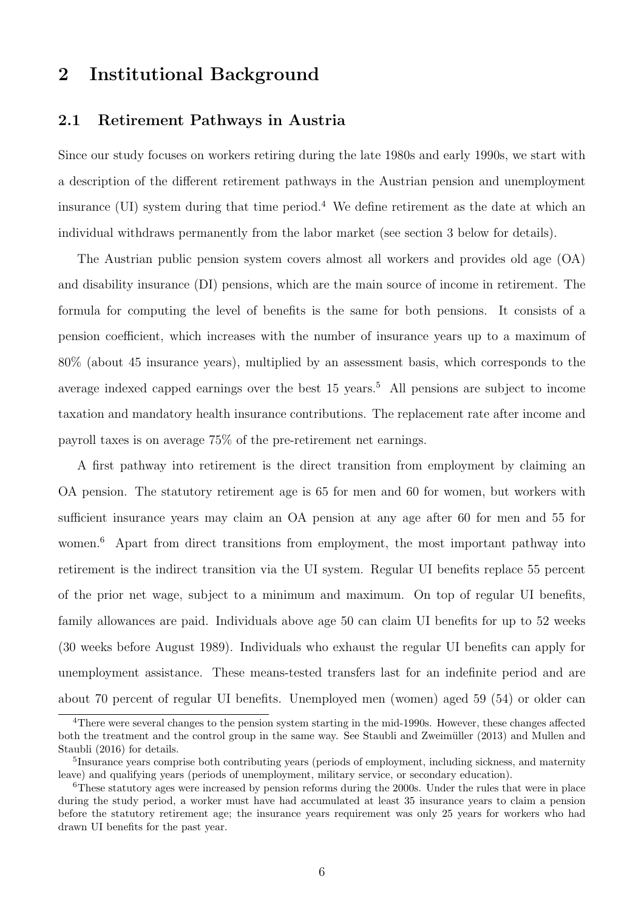## 2 Institutional Background

### 2.1 Retirement Pathways in Austria

Since our study focuses on workers retiring during the late 1980s and early 1990s, we start with a description of the different retirement pathways in the Austrian pension and unemployment insurance (UI) system during that time period.[4] We define retirement as the date at which an individual withdraws permanently from the labor market (see section 3 below for details).

The Austrian public pension system covers almost all workers and provides old age (OA) and disability insurance (DI) pensions, which are the main source of income in retirement. The formula for computing the level of benefits is the same for both pensions. It consists of a pension coefficient, which increases with the number of insurance years up to a maximum of 80% (about 45 insurance years), multiplied by an assessment basis, which corresponds to the average indexed capped earnings over the best 15 years.[5] All pensions are subject to income taxation and mandatory health insurance contributions. The replacement rate after income and payroll taxes is on average 75% of the pre-retirement net earnings.

A first pathway into retirement is the direct transition from employment by claiming an OA pension. The statutory retirement age is 65 for men and 60 for women, but workers with sufficient insurance years may claim an OA pension at any age after 60 for men and 55 for women.[6] Apart from direct transitions from employment, the most important pathway into retirement is the indirect transition via the UI system. Regular UI benefits replace 55 percent of the prior net wage, subject to a minimum and maximum. On top of regular UI benefits, family allowances are paid. Individuals above age 50 can claim UI benefits for up to 52 weeks (30 weeks before August 1989). Individuals who exhaust the regular UI benefits can apply for unemployment assistance. These means-tested transfers last for an indefinite period and are about 70 percent of regular UI benefits. Unemployed men (women) aged 59 (54) or older can

[4] There were several changes to the pension system starting in the mid-1990s. However, these changes affected both the treatment and the control group in the same way. See Staubli and Zweimüller (2013) and Mullen and Staubli (2016) for details.

[5] Insurance years comprise both contributing years (periods of employment, including sickness, and maternity leave) and qualifying years (periods of unemployment, military service, or secondary education).

[6] These statutory ages were increased by pension reforms during the 2000s. Under the rules that were in place during the study period, a worker must have had accumulated at least 35 insurance years to claim a pension before the statutory retirement age; the insurance years requirement was only 25 years for workers who had drawn UI benefits for the past year.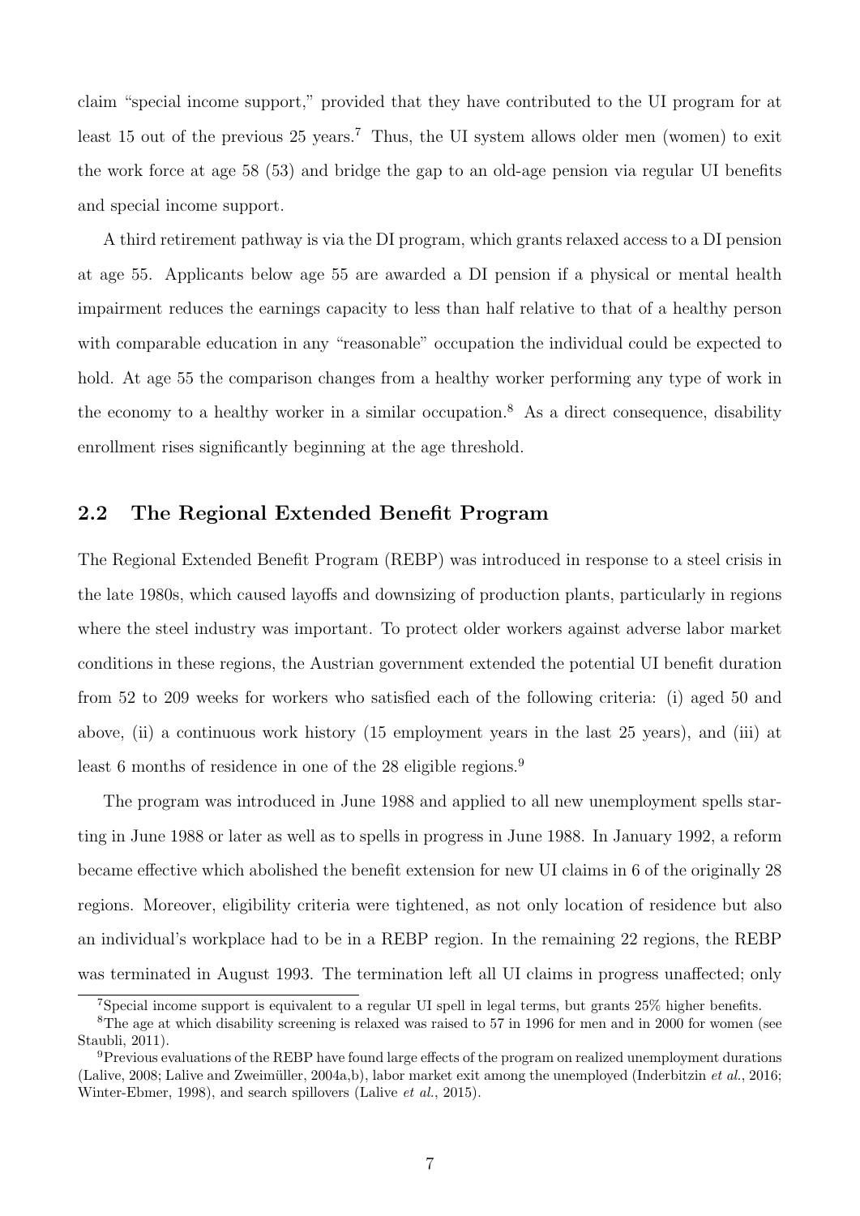claim "special income support," provided that they have contributed to the UI program for at least 15 out of the previous 25 years.[7] Thus, the UI system allows older men (women) to exit the work force at age 58 (53) and bridge the gap to an old-age pension via regular UI benefits and special income support.

A third retirement pathway is via the DI program, which grants relaxed access to a DI pension at age 55. Applicants below age 55 are awarded a DI pension if a physical or mental health impairment reduces the earnings capacity to less than half relative to that of a healthy person with comparable education in any "reasonable" occupation the individual could be expected to hold. At age 55 the comparison changes from a healthy worker performing any type of work in the economy to a healthy worker in a similar occupation.[8] As a direct consequence, disability enrollment rises significantly beginning at the age threshold.

## 2.2 The Regional Extended Benefit Program

The Regional Extended Benefit Program (REBP) was introduced in response to a steel crisis in the late 1980s, which caused layoffs and downsizing of production plants, particularly in regions where the steel industry was important. To protect older workers against adverse labor market conditions in these regions, the Austrian government extended the potential UI benefit duration from 52 to 209 weeks for workers who satisfied each of the following criteria: (i) aged 50 and above, (ii) a continuous work history (15 employment years in the last 25 years), and (iii) at least 6 months of residence in one of the 28 eligible regions.[9]

The program was introduced in June 1988 and applied to all new unemployment spells starting in June 1988 or later as well as to spells in progress in June 1988. In January 1992, a reform became effective which abolished the benefit extension for new UI claims in 6 of the originally 28 regions. Moreover, eligibility criteria were tightened, as not only location of residence but also an individual's workplace had to be in a REBP region. In the remaining 22 regions, the REBP was terminated in August 1993. The termination left all UI claims in progress unaffected; only

[7] Special income support is equivalent to a regular UI spell in legal terms, but grants 25% higher benefits.

[8] The age at which disability screening is relaxed was raised to 57 in 1996 for men and in 2000 for women (see Staubli, 2011).

[9] Previous evaluations of the REBP have found large effects of the program on realized unemployment durations (Lalive, 2008; Lalive and Zweimüller, 2004a,b), labor market exit among the unemployed (Inderbitzin *et al.*, 2016; Winter-Ebmer, 1998), and search spillovers (Lalive *et al.*, 2015).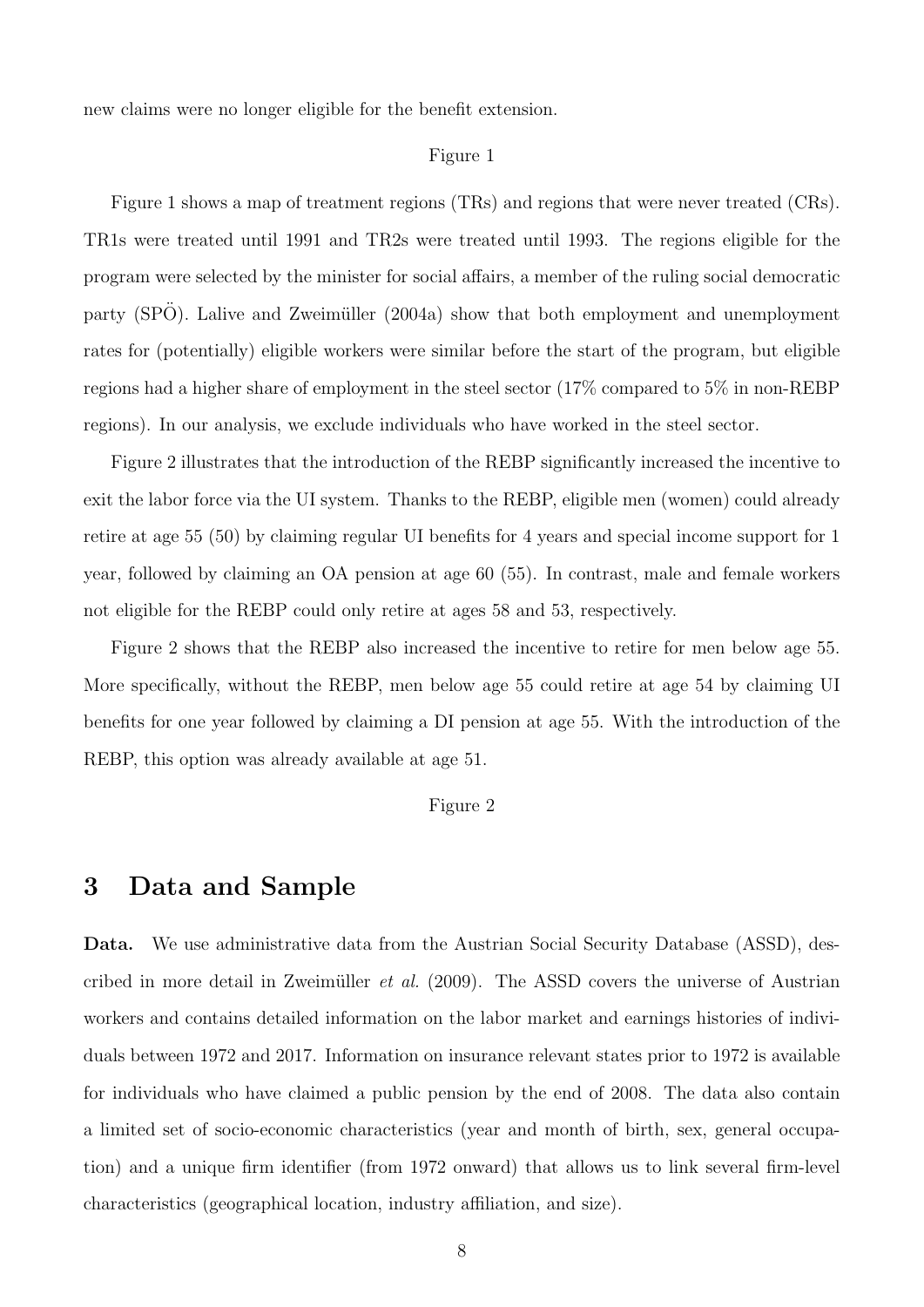new claims were no longer eligible for the benefit extension.

Figure 1

Figure 1 shows a map of treatment regions (TRs) and regions that were never treated (CRs). TR1s were treated until 1991 and TR2s were treated until 1993. The regions eligible for the program were selected by the minister for social affairs, a member of the ruling social democratic party (SPÖ). Lalive and Zweimüller (2004a) show that both employment and unemployment rates for (potentially) eligible workers were similar before the start of the program, but eligible regions had a higher share of employment in the steel sector (17% compared to 5% in non-REBP regions). In our analysis, we exclude individuals who have worked in the steel sector.

Figure 2 illustrates that the introduction of the REBP significantly increased the incentive to exit the labor force via the UI system. Thanks to the REBP, eligible men (women) could already retire at age 55 (50) by claiming regular UI benefits for 4 years and special income support for 1 year, followed by claiming an OA pension at age 60 (55). In contrast, male and female workers not eligible for the REBP could only retire at ages 58 and 53, respectively.

Figure 2 shows that the REBP also increased the incentive to retire for men below age 55. More specifically, without the REBP, men below age 55 could retire at age 54 by claiming UI benefits for one year followed by claiming a DI pension at age 55. With the introduction of the REBP, this option was already available at age 51.

Figure 2

# 3 Data and Sample

**Data.** We use administrative data from the Austrian Social Security Database (ASSD), described in more detail in Zweimüller *et al.* (2009). The ASSD covers the universe of Austrian workers and contains detailed information on the labor market and earnings histories of individuals between 1972 and 2017. Information on insurance relevant states prior to 1972 is available for individuals who have claimed a public pension by the end of 2008. The data also contain a limited set of socio-economic characteristics (year and month of birth, sex, general occupation) and a unique firm identifier (from 1972 onward) that allows us to link several firm-level characteristics (geographical location, industry affiliation, and size).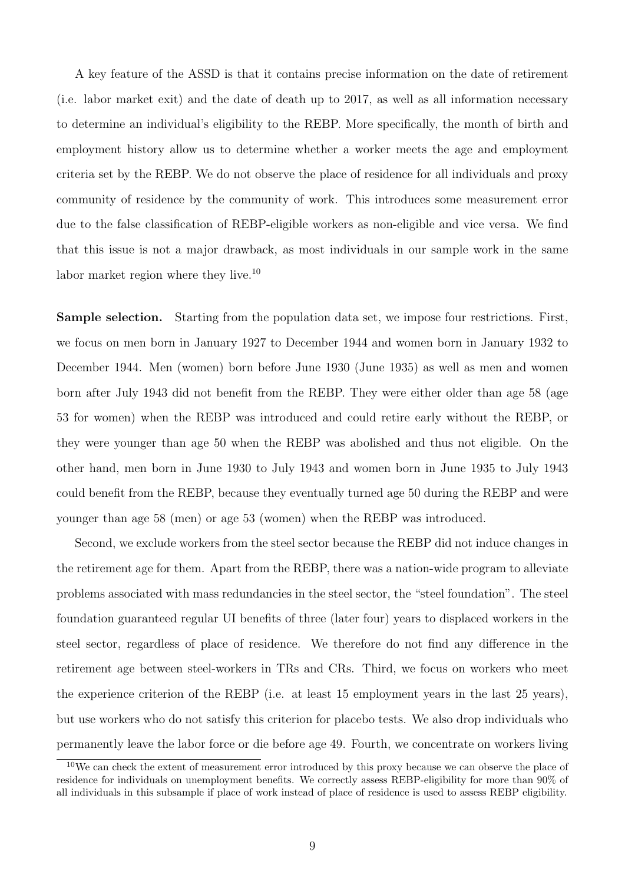A key feature of the ASSD is that it contains precise information on the date of retirement (i.e. labor market exit) and the date of death up to 2017, as well as all information necessary to determine an individual's eligibility to the REBP. More specifically, the month of birth and employment history allow us to determine whether a worker meets the age and employment criteria set by the REBP. We do not observe the place of residence for all individuals and proxy community of residence by the community of work. This introduces some measurement error due to the false classification of REBP-eligible workers as non-eligible and vice versa. We find that this issue is not a major drawback, as most individuals in our sample work in the same labor market region where they live.[10]

**Sample selection.** Starting from the population data set, we impose four restrictions. First, we focus on men born in January 1927 to December 1944 and women born in January 1932 to December 1944. Men (women) born before June 1930 (June 1935) as well as men and women born after July 1943 did not benefit from the REBP. They were either older than age 58 (age 53 for women) when the REBP was introduced and could retire early without the REBP, or they were younger than age 50 when the REBP was abolished and thus not eligible. On the other hand, men born in June 1930 to July 1943 and women born in June 1935 to July 1943 could benefit from the REBP, because they eventually turned age 50 during the REBP and were younger than age 58 (men) or age 53 (women) when the REBP was introduced.

Second, we exclude workers from the steel sector because the REBP did not induce changes in the retirement age for them. Apart from the REBP, there was a nation-wide program to alleviate problems associated with mass redundancies in the steel sector, the "steel foundation". The steel foundation guaranteed regular UI benefits of three (later four) years to displaced workers in the steel sector, regardless of place of residence. We therefore do not find any difference in the retirement age between steel-workers in TRs and CRs. Third, we focus on workers who meet the experience criterion of the REBP (i.e. at least 15 employment years in the last 25 years), but use workers who do not satisfy this criterion for placebo tests. We also drop individuals who permanently leave the labor force or die before age 49. Fourth, we concentrate on workers living

[10] We can check the extent of measurement error introduced by this proxy because we can observe the place of residence for individuals on unemployment benefits. We correctly assess REBP-eligibility for more than 90% of all individuals in this subsample if place of work instead of place of residence is used to assess REBP eligibility.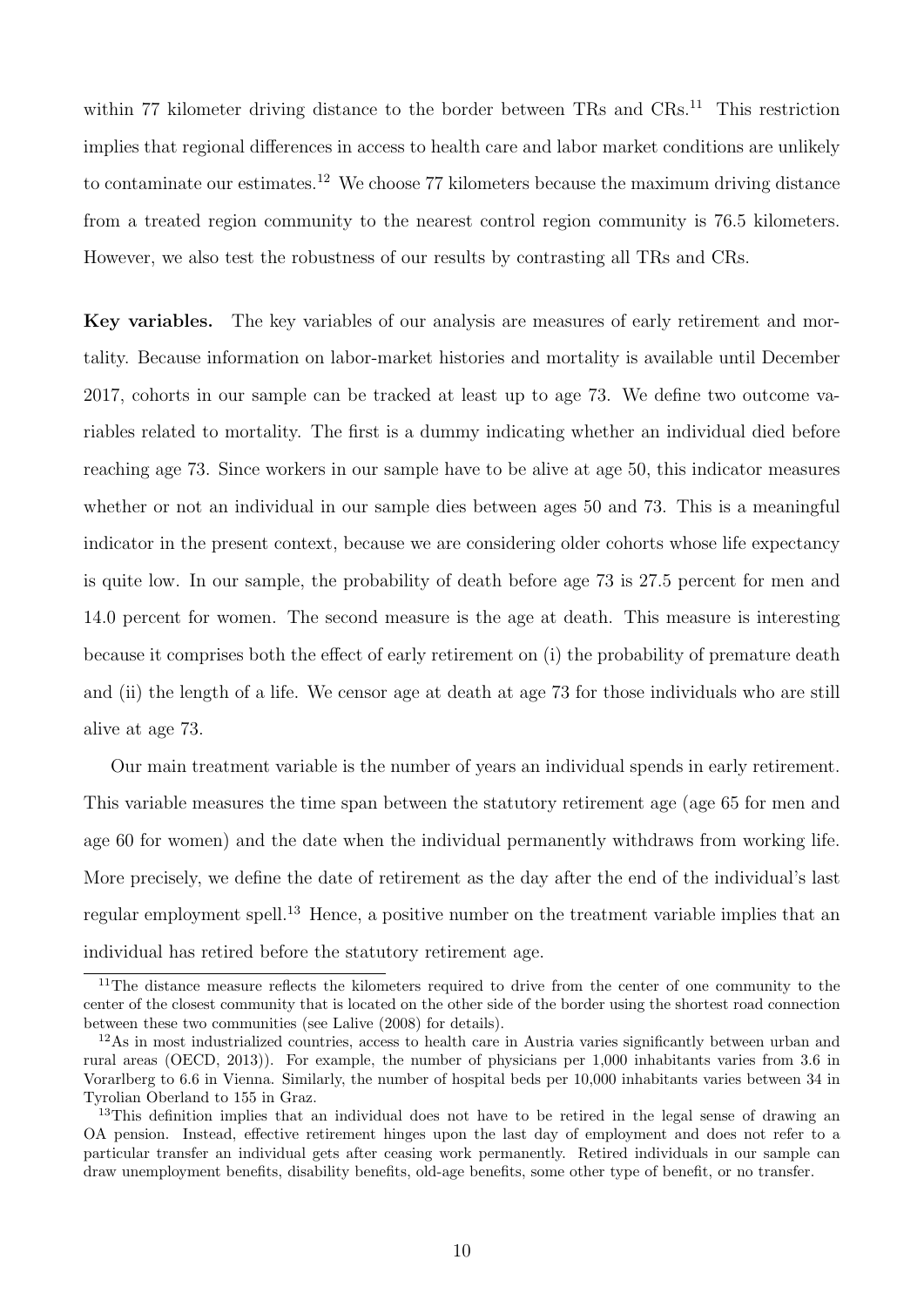within 77 kilometer driving distance to the border between TRs and CRs.[11] This restriction implies that regional differences in access to health care and labor market conditions are unlikely to contaminate our estimates.[12] We choose 77 kilometers because the maximum driving distance from a treated region community to the nearest control region community is 76.5 kilometers. However, we also test the robustness of our results by contrasting all TRs and CRs.

**Key variables.** The key variables of our analysis are measures of early retirement and mortality. Because information on labor-market histories and mortality is available until December 2017, cohorts in our sample can be tracked at least up to age 73. We define two outcome variables related to mortality. The first is a dummy indicating whether an individual died before reaching age 73. Since workers in our sample have to be alive at age 50, this indicator measures whether or not an individual in our sample dies between ages 50 and 73. This is a meaningful indicator in the present context, because we are considering older cohorts whose life expectancy is quite low. In our sample, the probability of death before age 73 is 27.5 percent for men and 14.0 percent for women. The second measure is the age at death. This measure is interesting because it comprises both the effect of early retirement on (i) the probability of premature death and (ii) the length of a life. We censor age at death at age 73 for those individuals who are still alive at age 73.

Our main treatment variable is the number of years an individual spends in early retirement. This variable measures the time span between the statutory retirement age (age 65 for men and age 60 for women) and the date when the individual permanently withdraws from working life. More precisely, we define the date of retirement as the day after the end of the individual's last regular employment spell.[13] Hence, a positive number on the treatment variable implies that an individual has retired before the statutory retirement age.

[11] The distance measure reflects the kilometers required to drive from the center of one community to the center of the closest community that is located on the other side of the border using the shortest road connection between these two communities (see Lalive (2008) for details).

[12] As in most industrialized countries, access to health care in Austria varies significantly between urban and rural areas (OECD, 2013)). For example, the number of physicians per 1,000 inhabitants varies from 3.6 in Vorarlberg to 6.6 in Vienna. Similarly, the number of hospital beds per 10,000 inhabitants varies between 34 in Tyrolian Oberland to 155 in Graz.

[13] This definition implies that an individual does not have to be retired in the legal sense of drawing an OA pension. Instead, effective retirement hinges upon the last day of employment and does not refer to a particular transfer an individual gets after ceasing work permanently. Retired individuals in our sample can draw unemployment benefits, disability benefits, old-age benefits, some other type of benefit, or no transfer.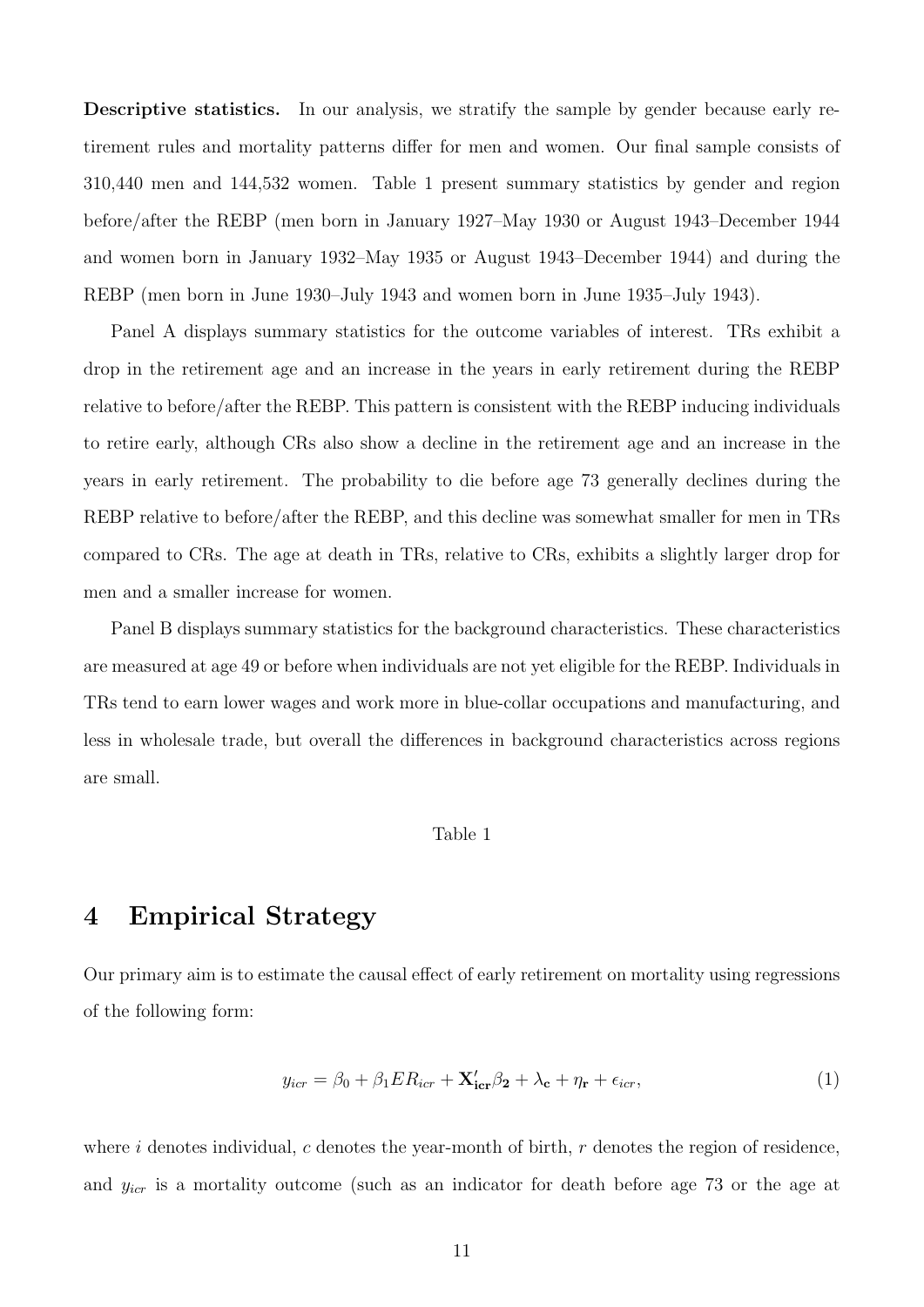**Descriptive statistics.** In our analysis, we stratify the sample by gender because early retirement rules and mortality patterns differ for men and women. Our final sample consists of 310,440 men and 144,532 women. Table 1 present summary statistics by gender and region before/after the REBP (men born in January 1927–May 1930 or August 1943–December 1944 and women born in January 1932–May 1935 or August 1943–December 1944) and during the REBP (men born in June 1930–July 1943 and women born in June 1935–July 1943).

Panel A displays summary statistics for the outcome variables of interest. TRs exhibit a drop in the retirement age and an increase in the years in early retirement during the REBP relative to before/after the REBP. This pattern is consistent with the REBP inducing individuals to retire early, although CRs also show a decline in the retirement age and an increase in the years in early retirement. The probability to die before age 73 generally declines during the REBP relative to before/after the REBP, and this decline was somewhat smaller for men in TRs compared to CRs. The age at death in TRs, relative to CRs, exhibits a slightly larger drop for men and a smaller increase for women.

Panel B displays summary statistics for the background characteristics. These characteristics are measured at age 49 or before when individuals are not yet eligible for the REBP. Individuals in TRs tend to earn lower wages and work more in blue-collar occupations and manufacturing, and less in wholesale trade, but overall the differences in background characteristics across regions are small.

Table 1

# 4 Empirical Strategy

Our primary aim is to estimate the causal effect of early retirement on mortality using regressions of the following form:

$$y_{icr} = \beta_0 + \beta_1 ER_{icr} + \mathbf{X}'_{\mathbf{icr}}\beta_{\mathbf{2}} + \lambda_{\mathbf{c}} + \eta_{\mathbf{r}} + \epsilon_{icr}, \tag{1}$$

where $i$ denotes individual, $c$ denotes the year-month of birth, $r$ denotes the region of residence, and $y_{icr}$ is a mortality outcome (such as an indicator for death before age 73 or the age at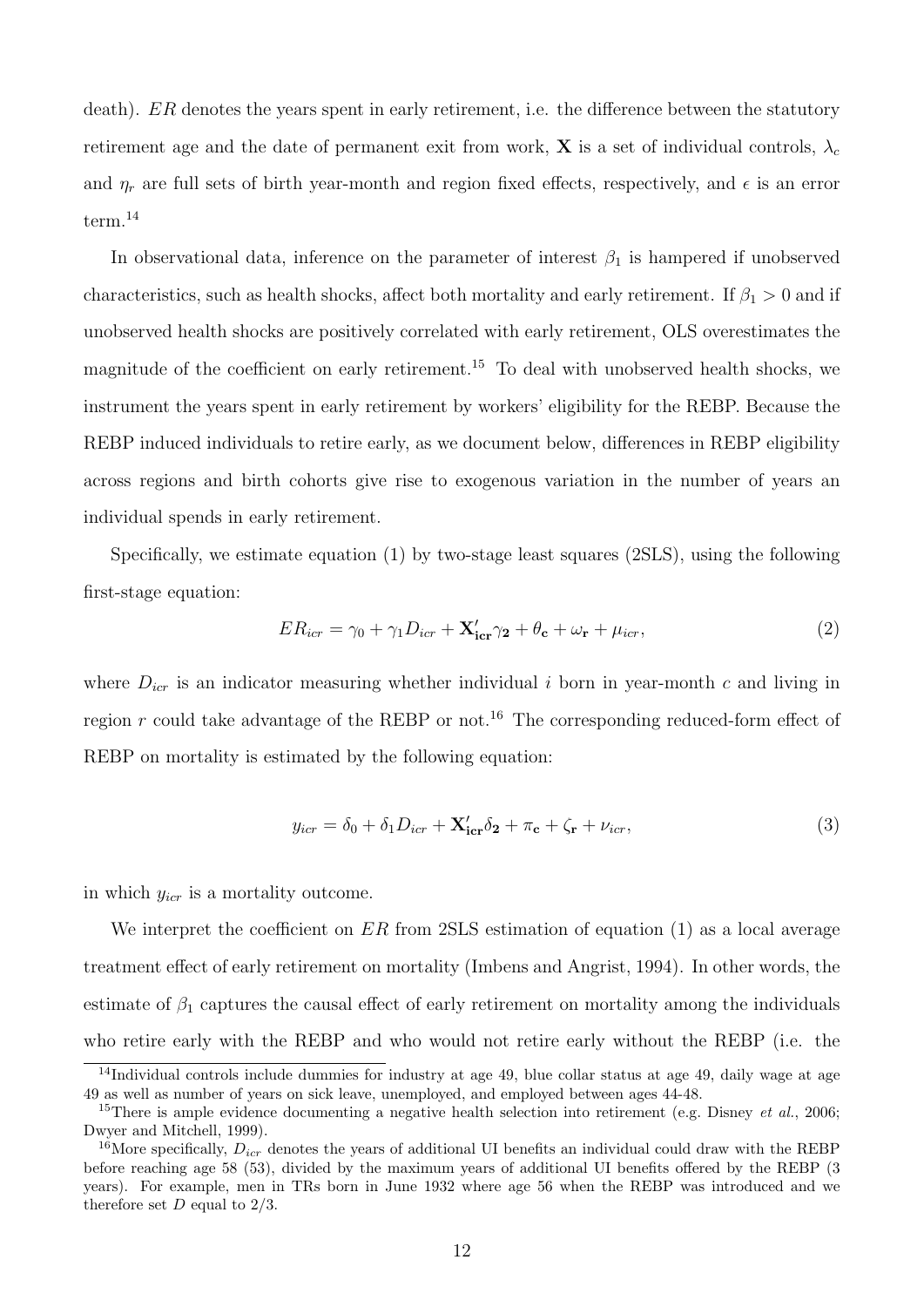death). $ER$ denotes the years spent in early retirement, i.e. the difference between the statutory retirement age and the date of permanent exit from work, $\mathbf{X}$ is a set of individual controls, $\lambda_c$ and $\eta_r$ are full sets of birth year-month and region fixed effects, respectively, and $\epsilon$ is an error term.[14]

In observational data, inference on the parameter of interest $\beta_1$ is hampered if unobserved characteristics, such as health shocks, affect both mortality and early retirement. If $\beta_1 > 0$ and if unobserved health shocks are positively correlated with early retirement, OLS overestimates the magnitude of the coefficient on early retirement.[15] To deal with unobserved health shocks, we instrument the years spent in early retirement by workers' eligibility for the REBP. Because the REBP induced individuals to retire early, as we document below, differences in REBP eligibility across regions and birth cohorts give rise to exogenous variation in the number of years an individual spends in early retirement.

Specifically, we estimate equation (1) by two-stage least squares (2SLS), using the following first-stage equation:

$$ER_{icr} = \gamma_0 + \gamma_1 D_{icr} + \mathbf{X'_{icr}}\boldsymbol{\gamma_2} + \boldsymbol{\theta_c} + \boldsymbol{\omega_r} + \mu_{icr}, \tag{2}$$

where $D_{icr}$ is an indicator measuring whether individual $i$ born in year-month $c$ and living in region $r$ could take advantage of the REBP or not.[16] The corresponding reduced-form effect of REBP on mortality is estimated by the following equation:

$$y_{icr} = \delta_0 + \delta_1 D_{icr} + \mathbf{X'_{icr}}\boldsymbol{\delta_2} + \boldsymbol{\pi_c} + \boldsymbol{\zeta_r} + \nu_{icr}, \tag{3}$$

in which $y_{icr}$ is a mortality outcome.

We interpret the coefficient on $ER$ from 2SLS estimation of equation (1) as a local average treatment effect of early retirement on mortality (Imbens and Angrist, 1994). In other words, the estimate of $\beta_1$ captures the causal effect of early retirement on mortality among the individuals who retire early with the REBP and who would not retire early without the REBP (i.e. the

[14] Individual controls include dummies for industry at age 49, blue collar status at age 49, daily wage at age 49 as well as number of years on sick leave, unemployed, and employed between ages 44-48.

[15] There is ample evidence documenting a negative health selection into retirement (e.g. Disney *et al.*, 2006; Dwyer and Mitchell, 1999).

[16] More specifically, $D_{icr}$ denotes the years of additional UI benefits an individual could draw with the REBP before reaching age 58 (53), divided by the maximum years of additional UI benefits offered by the REBP (3 years). For example, men in TRs born in June 1932 where age 56 when the REBP was introduced and we therefore set $D$ equal to 2/3.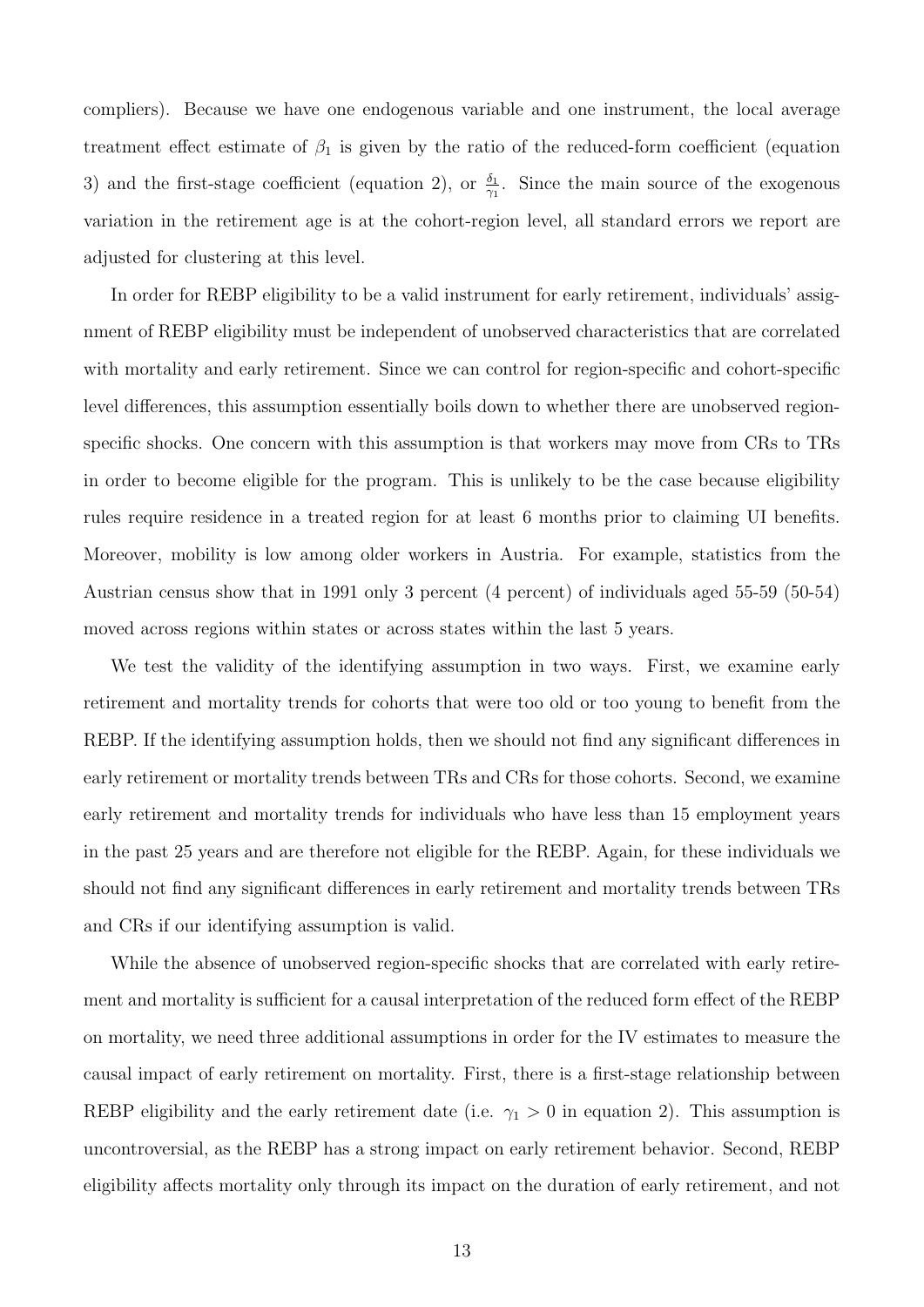compliers). Because we have one endogenous variable and one instrument, the local average treatment effect estimate of $\beta_1$ is given by the ratio of the reduced-form coefficient (equation 3) and the first-stage coefficient (equation 2), or $\frac{\delta_1}{\gamma_1}$. Since the main source of the exogenous variation in the retirement age is at the cohort-region level, all standard errors we report are adjusted for clustering at this level.

In order for REBP eligibility to be a valid instrument for early retirement, individuals' assignment of REBP eligibility must be independent of unobserved characteristics that are correlated with mortality and early retirement. Since we can control for region-specific and cohort-specific level differences, this assumption essentially boils down to whether there are unobserved region-specific shocks. One concern with this assumption is that workers may move from CRs to TRs in order to become eligible for the program. This is unlikely to be the case because eligibility rules require residence in a treated region for at least 6 months prior to claiming UI benefits. Moreover, mobility is low among older workers in Austria. For example, statistics from the Austrian census show that in 1991 only 3 percent (4 percent) of individuals aged 55-59 (50-54) moved across regions within states or across states within the last 5 years.

We test the validity of the identifying assumption in two ways. First, we examine early retirement and mortality trends for cohorts that were too old or too young to benefit from the REBP. If the identifying assumption holds, then we should not find any significant differences in early retirement or mortality trends between TRs and CRs for those cohorts. Second, we examine early retirement and mortality trends for individuals who have less than 15 employment years in the past 25 years and are therefore not eligible for the REBP. Again, for these individuals we should not find any significant differences in early retirement and mortality trends between TRs and CRs if our identifying assumption is valid.

While the absence of unobserved region-specific shocks that are correlated with early retirement and mortality is sufficient for a causal interpretation of the reduced form effect of the REBP on mortality, we need three additional assumptions in order for the IV estimates to measure the causal impact of early retirement on mortality. First, there is a first-stage relationship between REBP eligibility and the early retirement date (i.e. $\gamma_1 > 0$ in equation 2). This assumption is uncontroversial, as the REBP has a strong impact on early retirement behavior. Second, REBP eligibility affects mortality only through its impact on the duration of early retirement, and not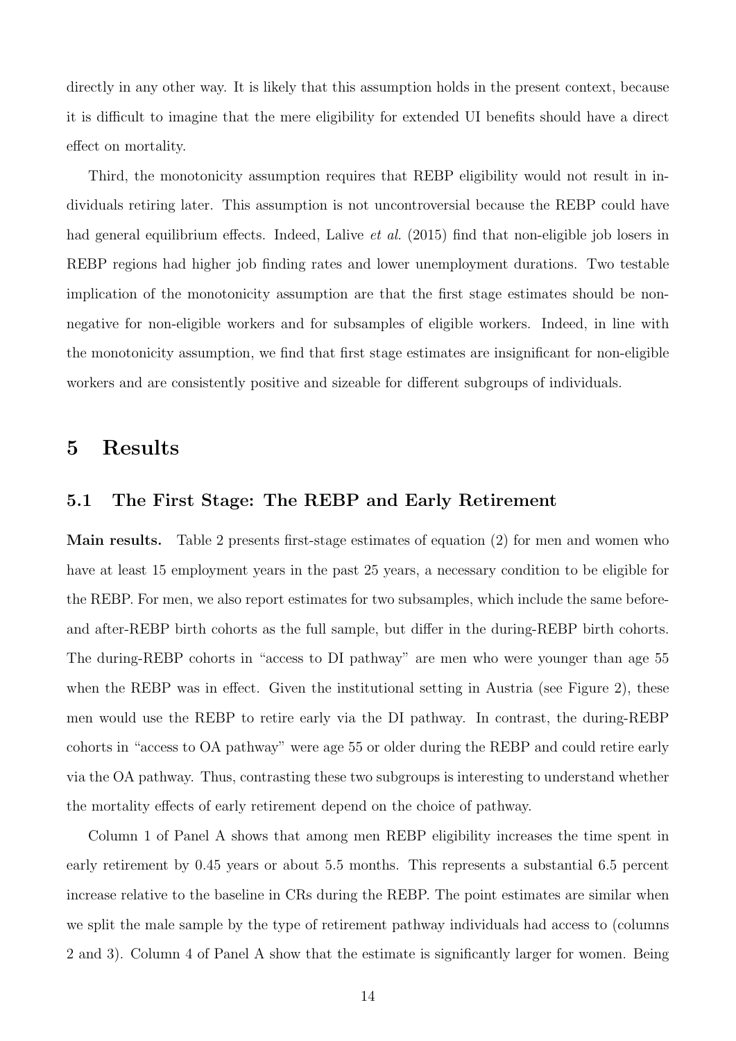directly in any other way. It is likely that this assumption holds in the present context, because it is difficult to imagine that the mere eligibility for extended UI benefits should have a direct effect on mortality.

Third, the monotonicity assumption requires that REBP eligibility would not result in individuals retiring later. This assumption is not uncontroversial because the REBP could have had general equilibrium effects. Indeed, Lalive *et al.* (2015) find that non-eligible job losers in REBP regions had higher job finding rates and lower unemployment durations. Two testable implication of the monotonicity assumption are that the first stage estimates should be non-negative for non-eligible workers and for subsamples of eligible workers. Indeed, in line with the monotonicity assumption, we find that first stage estimates are insignificant for non-eligible workers and are consistently positive and sizeable for different subgroups of individuals.

# 5 Results

## 5.1 The First Stage: The REBP and Early Retirement

**Main results.** Table 2 presents first-stage estimates of equation (2) for men and women who have at least 15 employment years in the past 25 years, a necessary condition to be eligible for the REBP. For men, we also report estimates for two subsamples, which include the same before- and after-REBP birth cohorts as the full sample, but differ in the during-REBP birth cohorts. The during-REBP cohorts in "access to DI pathway" are men who were younger than age 55 when the REBP was in effect. Given the institutional setting in Austria (see Figure 2), these men would use the REBP to retire early via the DI pathway. In contrast, the during-REBP cohorts in "access to OA pathway" were age 55 or older during the REBP and could retire early via the OA pathway. Thus, contrasting these two subgroups is interesting to understand whether the mortality effects of early retirement depend on the choice of pathway.

Column 1 of Panel A shows that among men REBP eligibility increases the time spent in early retirement by 0.45 years or about 5.5 months. This represents a substantial 6.5 percent increase relative to the baseline in CRs during the REBP. The point estimates are similar when we split the male sample by the type of retirement pathway individuals had access to (columns 2 and 3). Column 4 of Panel A show that the estimate is significantly larger for women. Being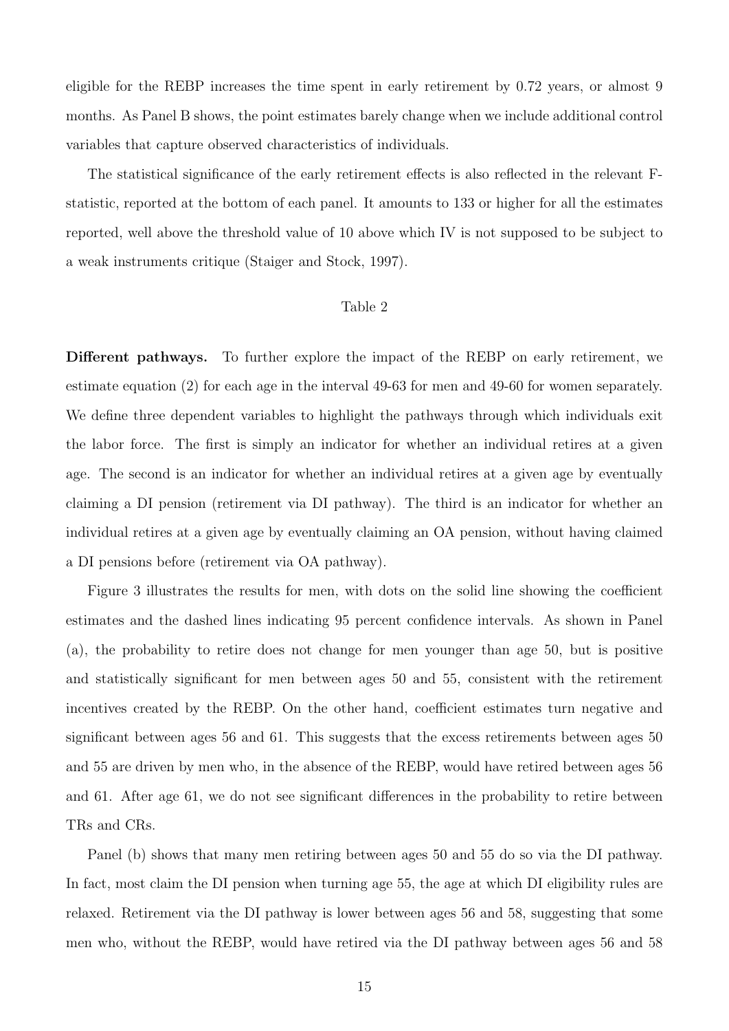eligible for the REBP increases the time spent in early retirement by 0.72 years, or almost 9 months. As Panel B shows, the point estimates barely change when we include additional control variables that capture observed characteristics of individuals.

The statistical significance of the early retirement effects is also reflected in the relevant F-statistic, reported at the bottom of each panel. It amounts to 133 or higher for all the estimates reported, well above the threshold value of 10 above which IV is not supposed to be subject to a weak instruments critique (Staiger and Stock, 1997).

Table 2

**Different pathways.** To further explore the impact of the REBP on early retirement, we estimate equation (2) for each age in the interval 49-63 for men and 49-60 for women separately. We define three dependent variables to highlight the pathways through which individuals exit the labor force. The first is simply an indicator for whether an individual retires at a given age. The second is an indicator for whether an individual retires at a given age by eventually claiming a DI pension (retirement via DI pathway). The third is an indicator for whether an individual retires at a given age by eventually claiming an OA pension, without having claimed a DI pensions before (retirement via OA pathway).

Figure 3 illustrates the results for men, with dots on the solid line showing the coefficient estimates and the dashed lines indicating 95 percent confidence intervals. As shown in Panel (a), the probability to retire does not change for men younger than age 50, but is positive and statistically significant for men between ages 50 and 55, consistent with the retirement incentives created by the REBP. On the other hand, coefficient estimates turn negative and significant between ages 56 and 61. This suggests that the excess retirements between ages 50 and 55 are driven by men who, in the absence of the REBP, would have retired between ages 56 and 61. After age 61, we do not see significant differences in the probability to retire between TRs and CRs.

Panel (b) shows that many men retiring between ages 50 and 55 do so via the DI pathway. In fact, most claim the DI pension when turning age 55, the age at which DI eligibility rules are relaxed. Retirement via the DI pathway is lower between ages 56 and 58, suggesting that some men who, without the REBP, would have retired via the DI pathway between ages 56 and 58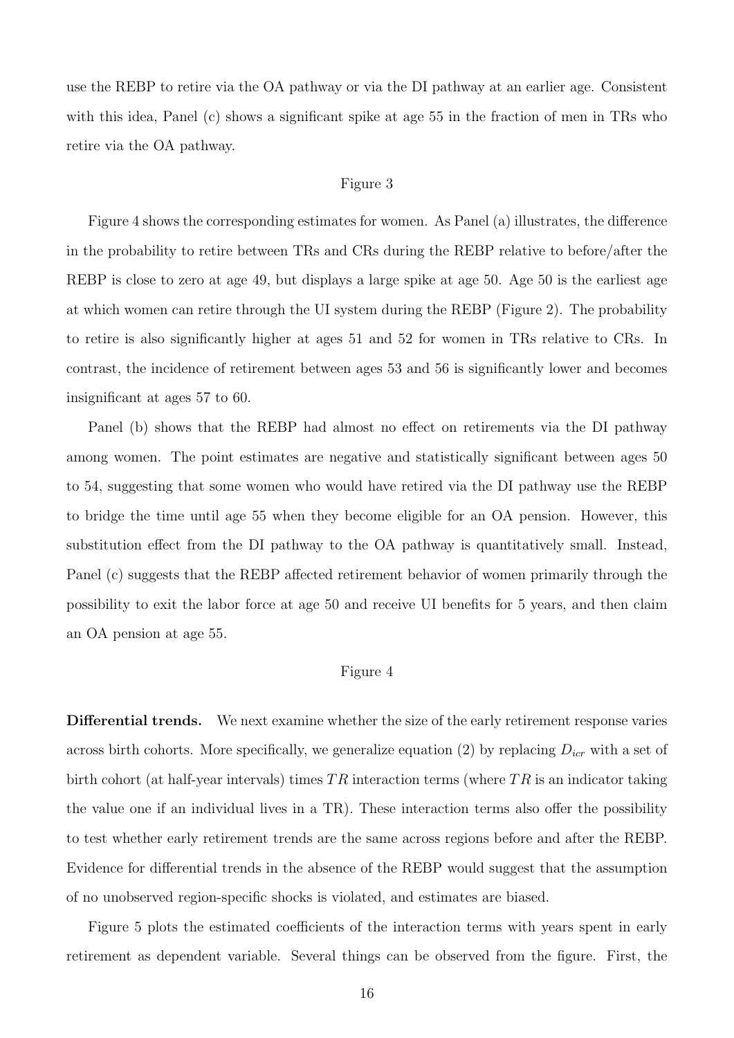use the REBP to retire via the OA pathway or via the DI pathway at an earlier age. Consistent with this idea, Panel (c) shows a significant spike at age 55 in the fraction of men in TRs who retire via the OA pathway.

Figure 3

Figure 4 shows the corresponding estimates for women. As Panel (a) illustrates, the difference in the probability to retire between TRs and CRs during the REBP relative to before/after the REBP is close to zero at age 49, but displays a large spike at age 50. Age 50 is the earliest age at which women can retire through the UI system during the REBP (Figure 2). The probability to retire is also significantly higher at ages 51 and 52 for women in TRs relative to CRs. In contrast, the incidence of retirement between ages 53 and 56 is significantly lower and becomes insignificant at ages 57 to 60.

Panel (b) shows that the REBP had almost no effect on retirements via the DI pathway among women. The point estimates are negative and statistically significant between ages 50 to 54, suggesting that some women who would have retired via the DI pathway use the REBP to bridge the time until age 55 when they become eligible for an OA pension. However, this substitution effect from the DI pathway to the OA pathway is quantitatively small. Instead, Panel (c) suggests that the REBP affected retirement behavior of women primarily through the possibility to exit the labor force at age 50 and receive UI benefits for 5 years, and then claim an OA pension at age 55.

Figure 4

**Differential trends.** We next examine whether the size of the early retirement response varies across birth cohorts. More specifically, we generalize equation (2) by replacing $D_{icr}$ with a set of birth cohort (at half-year intervals) times $TR$ interaction terms (where $TR$ is an indicator taking the value one if an individual lives in a TR). These interaction terms also offer the possibility to test whether early retirement trends are the same across regions before and after the REBP. Evidence for differential trends in the absence of the REBP would suggest that the assumption of no unobserved region-specific shocks is violated, and estimates are biased.

Figure 5 plots the estimated coefficients of the interaction terms with years spent in early retirement as dependent variable. Several things can be observed from the figure. First, the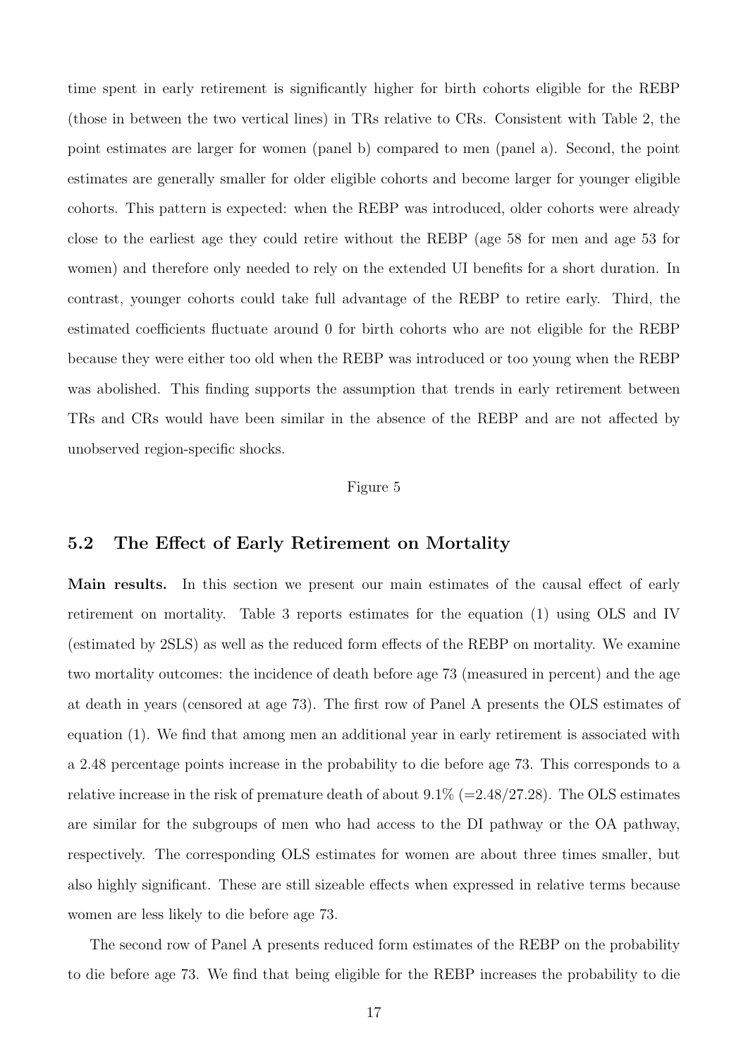time spent in early retirement is significantly higher for birth cohorts eligible for the REBP (those in between the two vertical lines) in TRs relative to CRs. Consistent with Table 2, the point estimates are larger for women (panel b) compared to men (panel a). Second, the point estimates are generally smaller for older eligible cohorts and become larger for younger eligible cohorts. This pattern is expected: when the REBP was introduced, older cohorts were already close to the earliest age they could retire without the REBP (age 58 for men and age 53 for women) and therefore only needed to rely on the extended UI benefits for a short duration. In contrast, younger cohorts could take full advantage of the REBP to retire early. Third, the estimated coefficients fluctuate around 0 for birth cohorts who are not eligible for the REBP because they were either too old when the REBP was introduced or too young when the REBP was abolished. This finding supports the assumption that trends in early retirement between TRs and CRs would have been similar in the absence of the REBP and are not affected by unobserved region-specific shocks.

Figure 5

## 5.2 The Effect of Early Retirement on Mortality

**Main results.** In this section we present our main estimates of the causal effect of early retirement on mortality. Table 3 reports estimates for the equation (1) using OLS and IV (estimated by 2SLS) as well as the reduced form effects of the REBP on mortality. We examine two mortality outcomes: the incidence of death before age 73 (measured in percent) and the age at death in years (censored at age 73). The first row of Panel A presents the OLS estimates of equation (1). We find that among men an additional year in early retirement is associated with a 2.48 percentage points increase in the probability to die before age 73. This corresponds to a relative increase in the risk of premature death of about 9.1% (=2.48/27.28). The OLS estimates are similar for the subgroups of men who had access to the DI pathway or the OA pathway, respectively. The corresponding OLS estimates for women are about three times smaller, but also highly significant. These are still sizeable effects when expressed in relative terms because women are less likely to die before age 73.

The second row of Panel A presents reduced form estimates of the REBP on the probability to die before age 73. We find that being eligible for the REBP increases the probability to die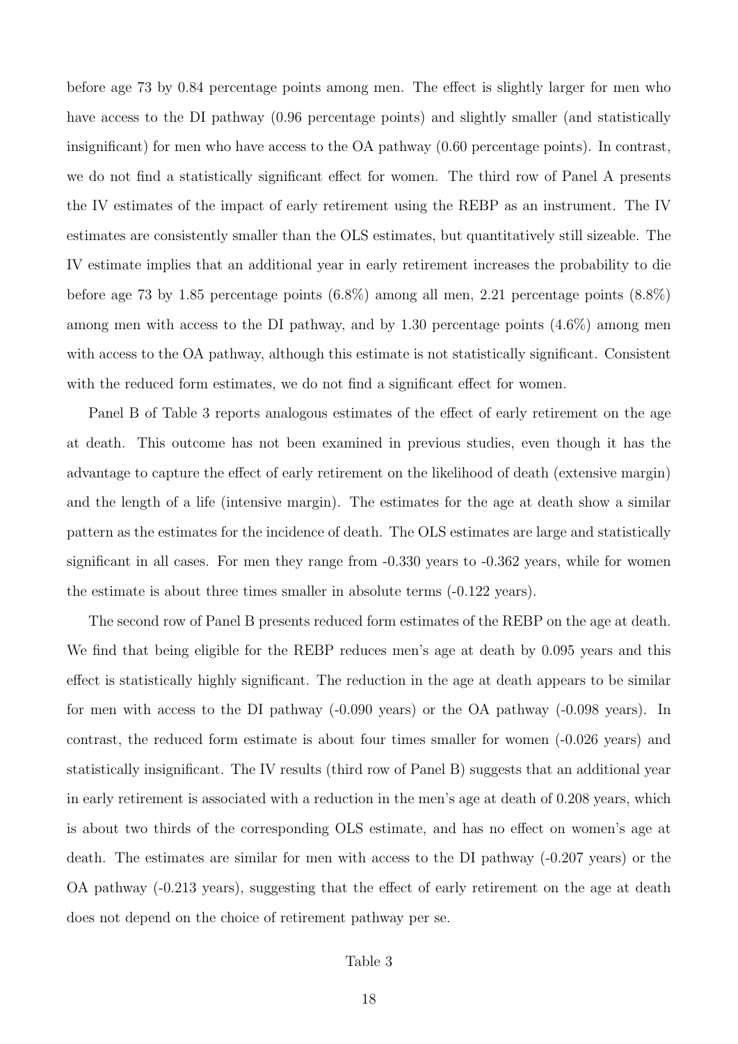before age 73 by 0.84 percentage points among men. The effect is slightly larger for men who have access to the DI pathway (0.96 percentage points) and slightly smaller (and statistically insignificant) for men who have access to the OA pathway (0.60 percentage points). In contrast, we do not find a statistically significant effect for women. The third row of Panel A presents the IV estimates of the impact of early retirement using the REBP as an instrument. The IV estimates are consistently smaller than the OLS estimates, but quantitatively still sizeable. The IV estimate implies that an additional year in early retirement increases the probability to die before age 73 by 1.85 percentage points (6.8%) among all men, 2.21 percentage points (8.8%) among men with access to the DI pathway, and by 1.30 percentage points (4.6%) among men with access to the OA pathway, although this estimate is not statistically significant. Consistent with the reduced form estimates, we do not find a significant effect for women.

Panel B of Table 3 reports analogous estimates of the effect of early retirement on the age at death. This outcome has not been examined in previous studies, even though it has the advantage to capture the effect of early retirement on the likelihood of death (extensive margin) and the length of a life (intensive margin). The estimates for the age at death show a similar pattern as the estimates for the incidence of death. The OLS estimates are large and statistically significant in all cases. For men they range from -0.330 years to -0.362 years, while for women the estimate is about three times smaller in absolute terms (-0.122 years).

The second row of Panel B presents reduced form estimates of the REBP on the age at death. We find that being eligible for the REBP reduces men's age at death by 0.095 years and this effect is statistically highly significant. The reduction in the age at death appears to be similar for men with access to the DI pathway (-0.090 years) or the OA pathway (-0.098 years). In contrast, the reduced form estimate is about four times smaller for women (-0.026 years) and statistically insignificant. The IV results (third row of Panel B) suggests that an additional year in early retirement is associated with a reduction in the men's age at death of 0.208 years, which is about two thirds of the corresponding OLS estimate, and has no effect on women's age at death. The estimates are similar for men with access to the DI pathway (-0.207 years) or the OA pathway (-0.213 years), suggesting that the effect of early retirement on the age at death does not depend on the choice of retirement pathway per se.

Table 3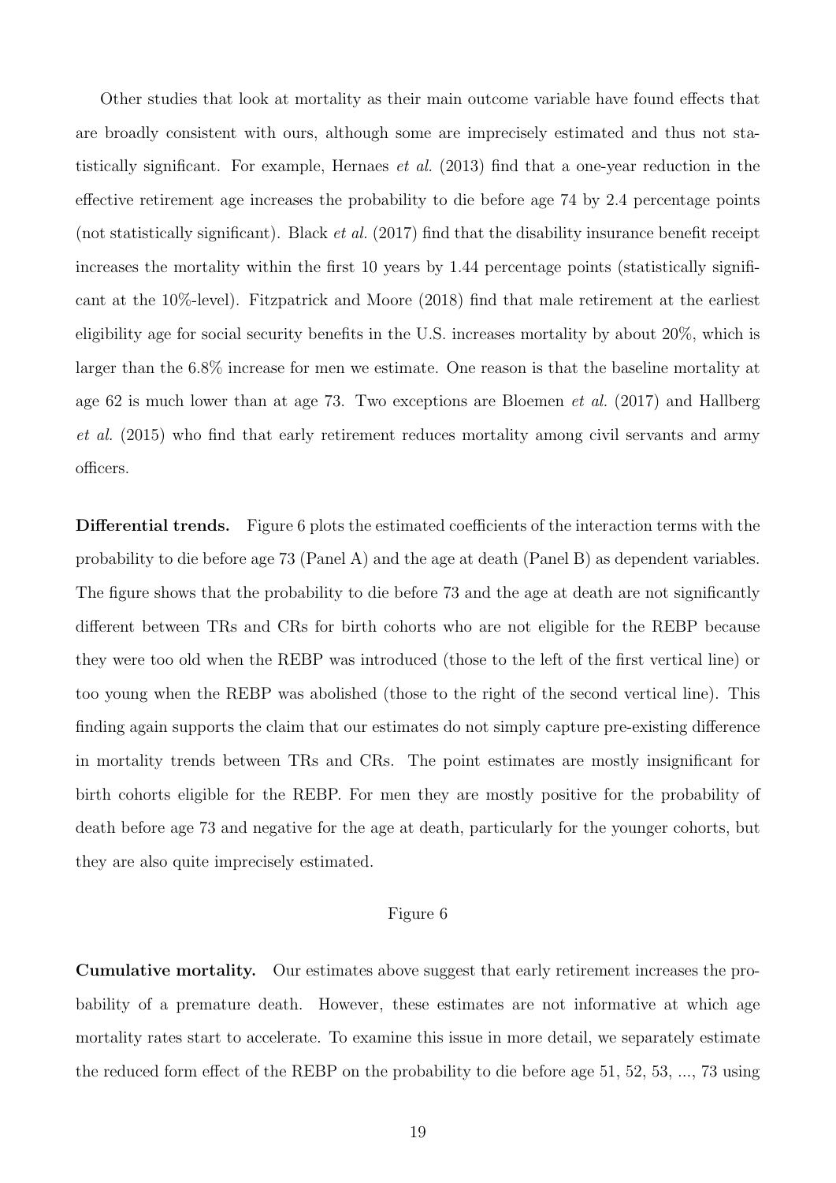Other studies that look at mortality as their main outcome variable have found effects that are broadly consistent with ours, although some are imprecisely estimated and thus not statistically significant. For example, Hernaes *et al.* (2013) find that a one-year reduction in the effective retirement age increases the probability to die before age 74 by 2.4 percentage points (not statistically significant). Black *et al.* (2017) find that the disability insurance benefit receipt increases the mortality within the first 10 years by 1.44 percentage points (statistically significant at the 10%-level). Fitzpatrick and Moore (2018) find that male retirement at the earliest eligibility age for social security benefits in the U.S. increases mortality by about 20%, which is larger than the 6.8% increase for men we estimate. One reason is that the baseline mortality at age 62 is much lower than at age 73. Two exceptions are Bloemen *et al.* (2017) and Hallberg *et al.* (2015) who find that early retirement reduces mortality among civil servants and army officers.

**Differential trends.** Figure 6 plots the estimated coefficients of the interaction terms with the probability to die before age 73 (Panel A) and the age at death (Panel B) as dependent variables. The figure shows that the probability to die before 73 and the age at death are not significantly different between TRs and CRs for birth cohorts who are not eligible for the REBP because they were too old when the REBP was introduced (those to the left of the first vertical line) or too young when the REBP was abolished (those to the right of the second vertical line). This finding again supports the claim that our estimates do not simply capture pre-existing difference in mortality trends between TRs and CRs. The point estimates are mostly insignificant for birth cohorts eligible for the REBP. For men they are mostly positive for the probability of death before age 73 and negative for the age at death, particularly for the younger cohorts, but they are also quite imprecisely estimated.

Figure 6

**Cumulative mortality.** Our estimates above suggest that early retirement increases the probability of a premature death. However, these estimates are not informative at which age mortality rates start to accelerate. To examine this issue in more detail, we separately estimate the reduced form effect of the REBP on the probability to die before age 51, 52, 53, ..., 73 using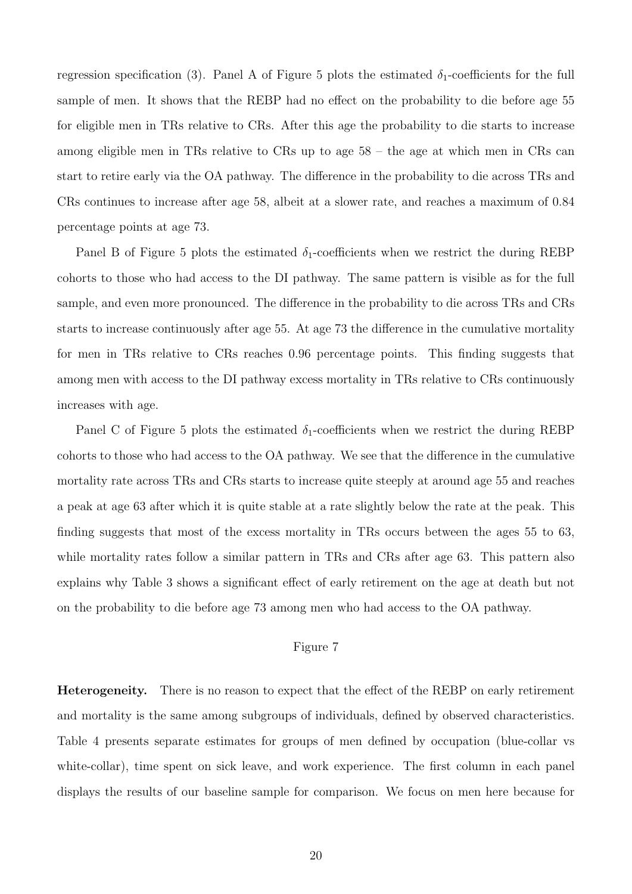regression specification (3). Panel A of Figure 5 plots the estimated $\delta_1$-coefficients for the full sample of men. It shows that the REBP had no effect on the probability to die before age 55 for eligible men in TRs relative to CRs. After this age the probability to die starts to increase among eligible men in TRs relative to CRs up to age 58 – the age at which men in CRs can start to retire early via the OA pathway. The difference in the probability to die across TRs and CRs continues to increase after age 58, albeit at a slower rate, and reaches a maximum of 0.84 percentage points at age 73.

Panel B of Figure 5 plots the estimated $\delta_1$-coefficients when we restrict the during REBP cohorts to those who had access to the DI pathway. The same pattern is visible as for the full sample, and even more pronounced. The difference in the probability to die across TRs and CRs starts to increase continuously after age 55. At age 73 the difference in the cumulative mortality for men in TRs relative to CRs reaches 0.96 percentage points. This finding suggests that among men with access to the DI pathway excess mortality in TRs relative to CRs continuously increases with age.

Panel C of Figure 5 plots the estimated $\delta_1$-coefficients when we restrict the during REBP cohorts to those who had access to the OA pathway. We see that the difference in the cumulative mortality rate across TRs and CRs starts to increase quite steeply at around age 55 and reaches a peak at age 63 after which it is quite stable at a rate slightly below the rate at the peak. This finding suggests that most of the excess mortality in TRs occurs between the ages 55 to 63, while mortality rates follow a similar pattern in TRs and CRs after age 63. This pattern also explains why Table 3 shows a significant effect of early retirement on the age at death but not on the probability to die before age 73 among men who had access to the OA pathway.

Figure 7

**Heterogeneity.** There is no reason to expect that the effect of the REBP on early retirement and mortality is the same among subgroups of individuals, defined by observed characteristics. Table 4 presents separate estimates for groups of men defined by occupation (blue-collar vs white-collar), time spent on sick leave, and work experience. The first column in each panel displays the results of our baseline sample for comparison. We focus on men here because for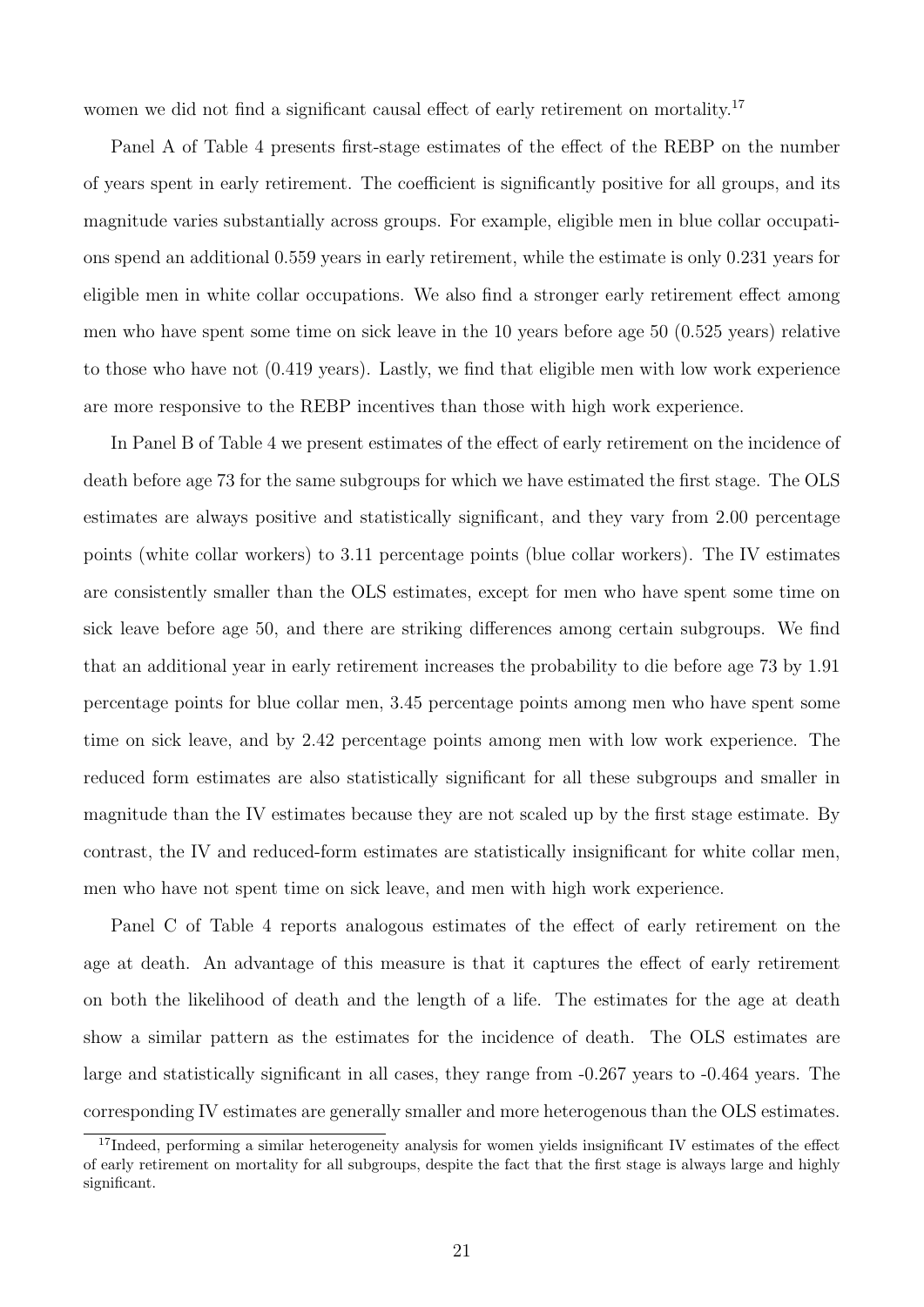women we did not find a significant causal effect of early retirement on mortality.[17]

Panel A of Table 4 presents first-stage estimates of the effect of the REBP on the number of years spent in early retirement. The coefficient is significantly positive for all groups, and its magnitude varies substantially across groups. For example, eligible men in blue collar occupations spend an additional 0.559 years in early retirement, while the estimate is only 0.231 years for eligible men in white collar occupations. We also find a stronger early retirement effect among men who have spent some time on sick leave in the 10 years before age 50 (0.525 years) relative to those who have not (0.419 years). Lastly, we find that eligible men with low work experience are more responsive to the REBP incentives than those with high work experience.

In Panel B of Table 4 we present estimates of the effect of early retirement on the incidence of death before age 73 for the same subgroups for which we have estimated the first stage. The OLS estimates are always positive and statistically significant, and they vary from 2.00 percentage points (white collar workers) to 3.11 percentage points (blue collar workers). The IV estimates are consistently smaller than the OLS estimates, except for men who have spent some time on sick leave before age 50, and there are striking differences among certain subgroups. We find that an additional year in early retirement increases the probability to die before age 73 by 1.91 percentage points for blue collar men, 3.45 percentage points among men who have spent some time on sick leave, and by 2.42 percentage points among men with low work experience. The reduced form estimates are also statistically significant for all these subgroups and smaller in magnitude than the IV estimates because they are not scaled up by the first stage estimate. By contrast, the IV and reduced-form estimates are statistically insignificant for white collar men, men who have not spent time on sick leave, and men with high work experience.

Panel C of Table 4 reports analogous estimates of the effect of early retirement on the age at death. An advantage of this measure is that it captures the effect of early retirement on both the likelihood of death and the length of a life. The estimates for the age at death show a similar pattern as the estimates for the incidence of death. The OLS estimates are large and statistically significant in all cases, they range from -0.267 years to -0.464 years. The corresponding IV estimates are generally smaller and more heterogenous than the OLS estimates.

[17] Indeed, performing a similar heterogeneity analysis for women yields insignificant IV estimates of the effect of early retirement on mortality for all subgroups, despite the fact that the first stage is always large and highly significant.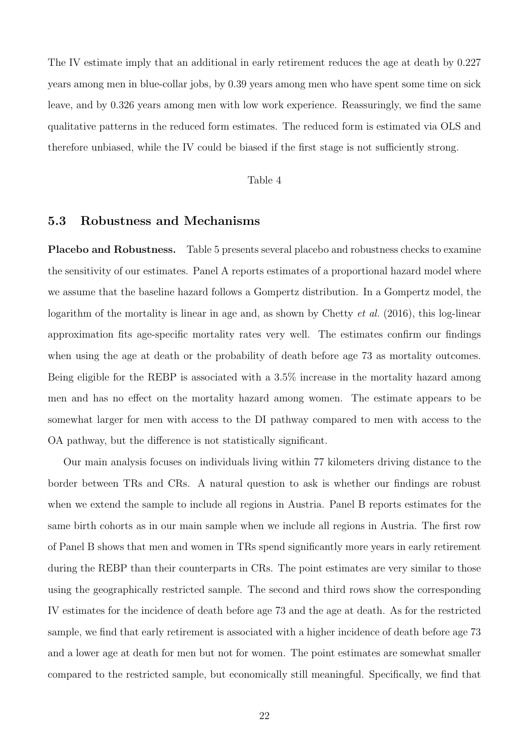The IV estimate imply that an additional in early retirement reduces the age at death by 0.227 years among men in blue-collar jobs, by 0.39 years among men who have spent some time on sick leave, and by 0.326 years among men with low work experience. Reassuringly, we find the same qualitative patterns in the reduced form estimates. The reduced form is estimated via OLS and therefore unbiased, while the IV could be biased if the first stage is not sufficiently strong.

Table 4

### 5.3 Robustness and Mechanisms

**Placebo and Robustness.** Table 5 presents several placebo and robustness checks to examine the sensitivity of our estimates. Panel A reports estimates of a proportional hazard model where we assume that the baseline hazard follows a Gompertz distribution. In a Gompertz model, the logarithm of the mortality is linear in age and, as shown by Chetty *et al.* (2016), this log-linear approximation fits age-specific mortality rates very well. The estimates confirm our findings when using the age at death or the probability of death before age 73 as mortality outcomes. Being eligible for the REBP is associated with a 3.5% increase in the mortality hazard among men and has no effect on the mortality hazard among women. The estimate appears to be somewhat larger for men with access to the DI pathway compared to men with access to the OA pathway, but the difference is not statistically significant.

Our main analysis focuses on individuals living within 77 kilometers driving distance to the border between TRs and CRs. A natural question to ask is whether our findings are robust when we extend the sample to include all regions in Austria. Panel B reports estimates for the same birth cohorts as in our main sample when we include all regions in Austria. The first row of Panel B shows that men and women in TRs spend significantly more years in early retirement during the REBP than their counterparts in CRs. The point estimates are very similar to those using the geographically restricted sample. The second and third rows show the corresponding IV estimates for the incidence of death before age 73 and the age at death. As for the restricted sample, we find that early retirement is associated with a higher incidence of death before age 73 and a lower age at death for men but not for women. The point estimates are somewhat smaller compared to the restricted sample, but economically still meaningful. Specifically, we find that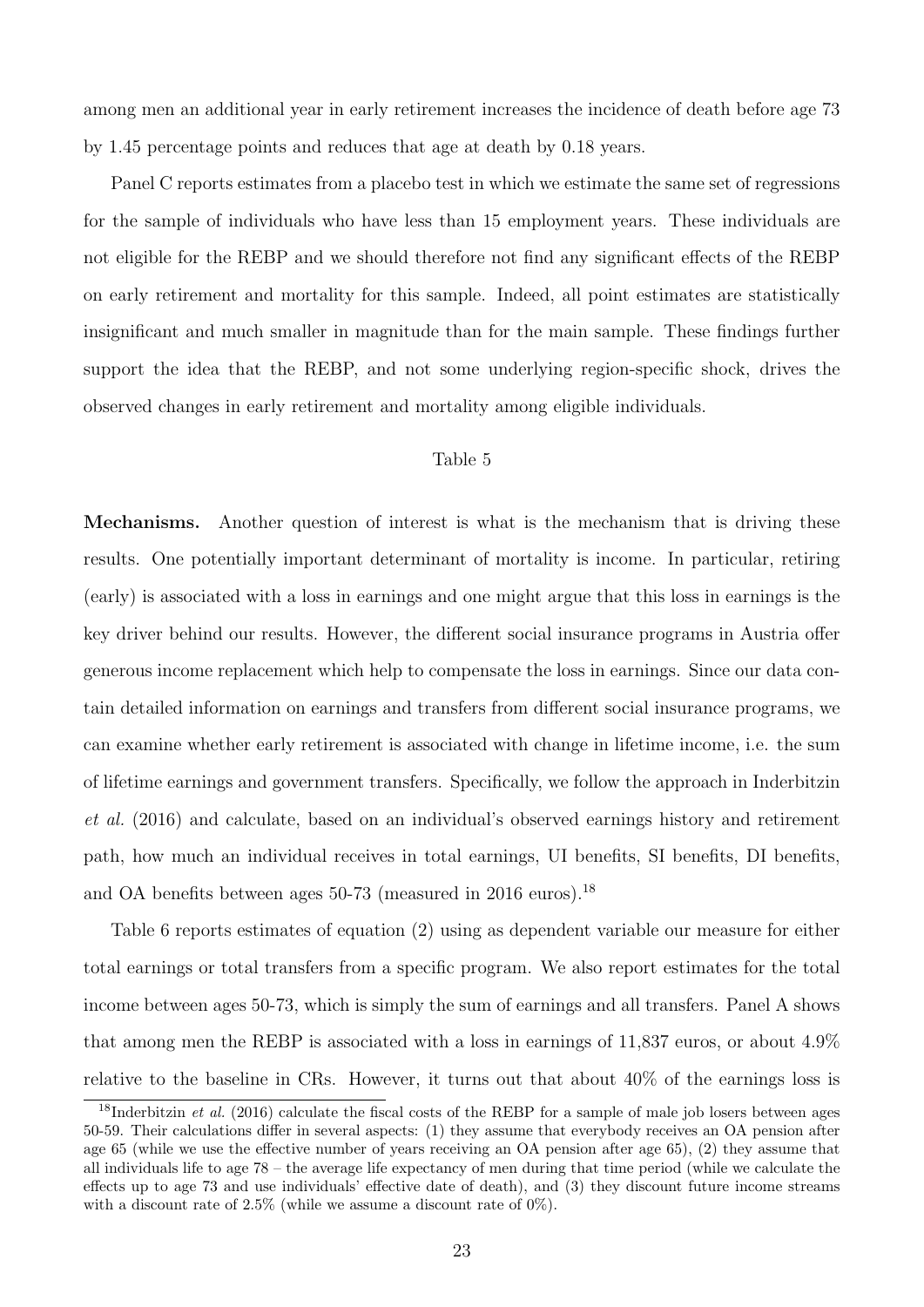among men an additional year in early retirement increases the incidence of death before age 73 by 1.45 percentage points and reduces that age at death by 0.18 years.

Panel C reports estimates from a placebo test in which we estimate the same set of regressions for the sample of individuals who have less than 15 employment years. These individuals are not eligible for the REBP and we should therefore not find any significant effects of the REBP on early retirement and mortality for this sample. Indeed, all point estimates are statistically insignificant and much smaller in magnitude than for the main sample. These findings further support the idea that the REBP, and not some underlying region-specific shock, drives the observed changes in early retirement and mortality among eligible individuals.

Table 5

**Mechanisms.** Another question of interest is what is the mechanism that is driving these results. One potentially important determinant of mortality is income. In particular, retiring (early) is associated with a loss in earnings and one might argue that this loss in earnings is the key driver behind our results. However, the different social insurance programs in Austria offer generous income replacement which help to compensate the loss in earnings. Since our data contain detailed information on earnings and transfers from different social insurance programs, we can examine whether early retirement is associated with change in lifetime income, i.e. the sum of lifetime earnings and government transfers. Specifically, we follow the approach in Inderbitzin *et al.* (2016) and calculate, based on an individual's observed earnings history and retirement path, how much an individual receives in total earnings, UI benefits, SI benefits, DI benefits, and OA benefits between ages 50-73 (measured in 2016 euros).[18]

Table 6 reports estimates of equation (2) using as dependent variable our measure for either total earnings or total transfers from a specific program. We also report estimates for the total income between ages 50-73, which is simply the sum of earnings and all transfers. Panel A shows that among men the REBP is associated with a loss in earnings of 11,837 euros, or about 4.9% relative to the baseline in CRs. However, it turns out that about 40% of the earnings loss is

[18] Inderbitzin *et al.* (2016) calculate the fiscal costs of the REBP for a sample of male job losers between ages 50-59. Their calculations differ in several aspects: (1) they assume that everybody receives an OA pension after age 65 (while we use the effective number of years receiving an OA pension after age 65), (2) they assume that all individuals life to age 78 – the average life expectancy of men during that time period (while we calculate the effects up to age 73 and use individuals' effective date of death), and (3) they discount future income streams with a discount rate of 2.5% (while we assume a discount rate of 0%).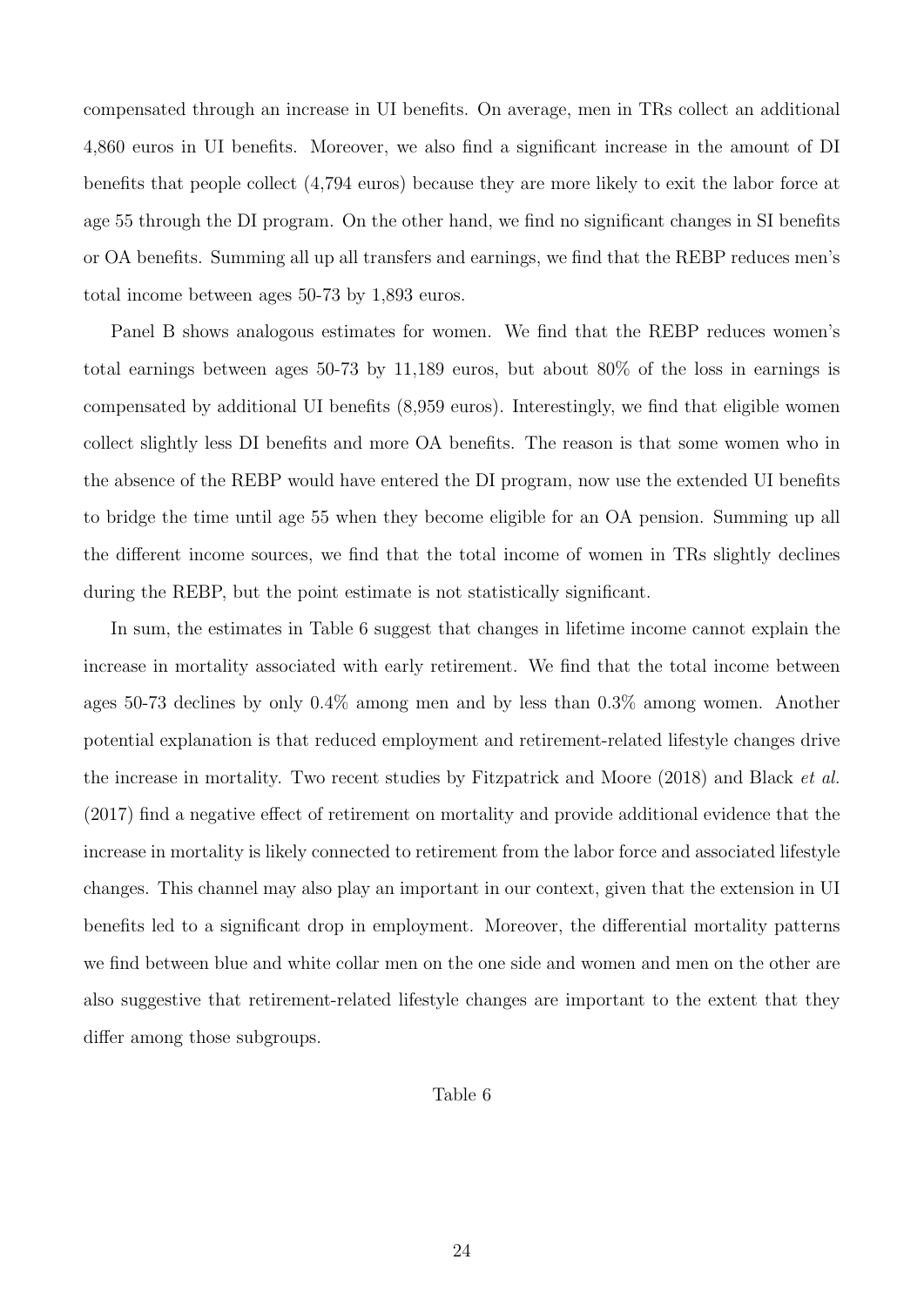compensated through an increase in UI benefits. On average, men in TRs collect an additional 4,860 euros in UI benefits. Moreover, we also find a significant increase in the amount of DI benefits that people collect (4,794 euros) because they are more likely to exit the labor force at age 55 through the DI program. On the other hand, we find no significant changes in SI benefits or OA benefits. Summing all up all transfers and earnings, we find that the REBP reduces men's total income between ages 50-73 by 1,893 euros.

Panel B shows analogous estimates for women. We find that the REBP reduces women's total earnings between ages 50-73 by 11,189 euros, but about 80% of the loss in earnings is compensated by additional UI benefits (8,959 euros). Interestingly, we find that eligible women collect slightly less DI benefits and more OA benefits. The reason is that some women who in the absence of the REBP would have entered the DI program, now use the extended UI benefits to bridge the time until age 55 when they become eligible for an OA pension. Summing up all the different income sources, we find that the total income of women in TRs slightly declines during the REBP, but the point estimate is not statistically significant.

In sum, the estimates in Table 6 suggest that changes in lifetime income cannot explain the increase in mortality associated with early retirement. We find that the total income between ages 50-73 declines by only 0.4% among men and by less than 0.3% among women. Another potential explanation is that reduced employment and retirement-related lifestyle changes drive the increase in mortality. Two recent studies by Fitzpatrick and Moore (2018) and Black *et al.* (2017) find a negative effect of retirement on mortality and provide additional evidence that the increase in mortality is likely connected to retirement from the labor force and associated lifestyle changes. This channel may also play an important in our context, given that the extension in UI benefits led to a significant drop in employment. Moreover, the differential mortality patterns we find between blue and white collar men on the one side and women and men on the other are also suggestive that retirement-related lifestyle changes are important to the extent that they differ among those subgroups.

Table 6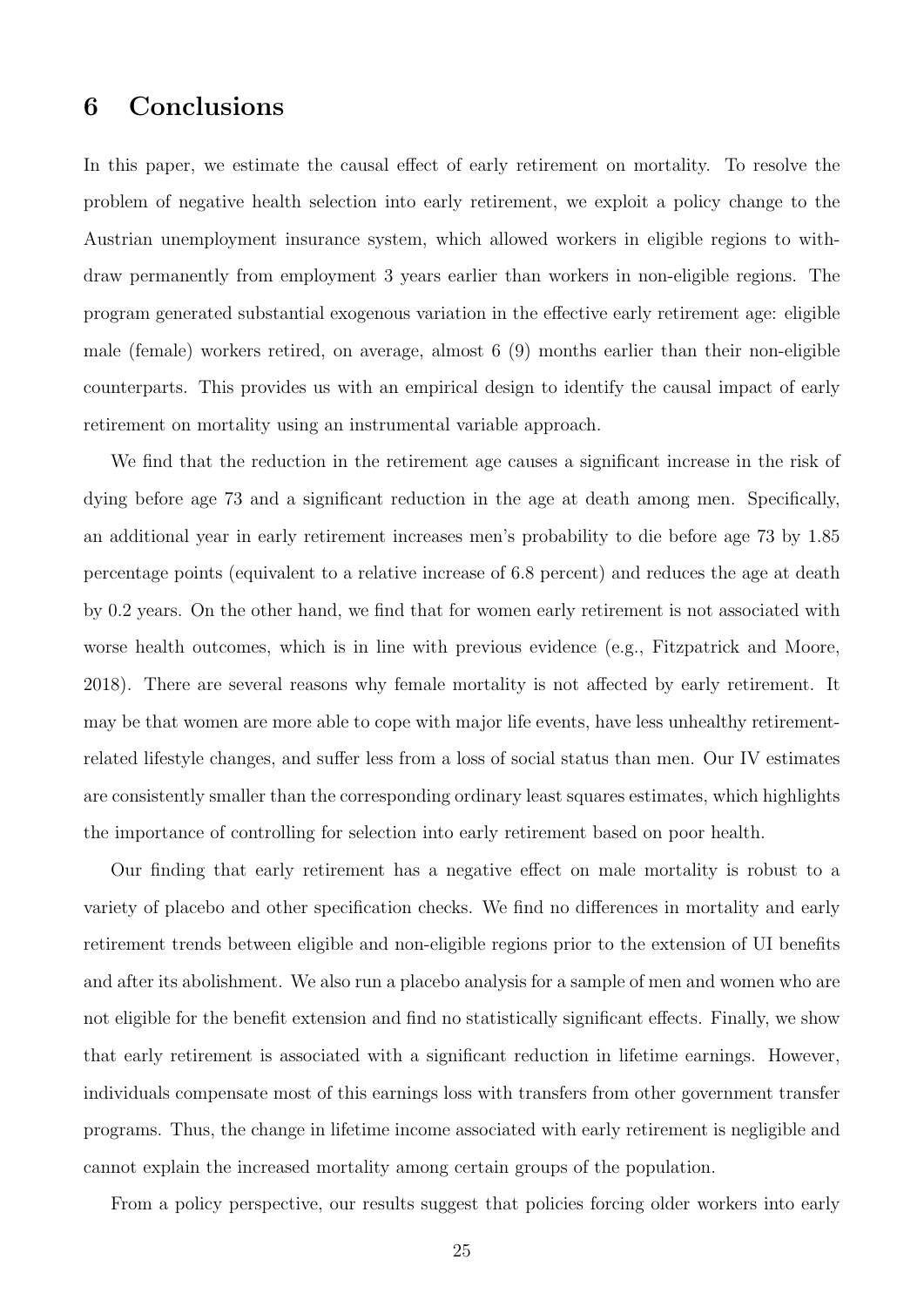# 6 Conclusions

In this paper, we estimate the causal effect of early retirement on mortality. To resolve the problem of negative health selection into early retirement, we exploit a policy change to the Austrian unemployment insurance system, which allowed workers in eligible regions to withdraw permanently from employment 3 years earlier than workers in non-eligible regions. The program generated substantial exogenous variation in the effective early retirement age: eligible male (female) workers retired, on average, almost 6 (9) months earlier than their non-eligible counterparts. This provides us with an empirical design to identify the causal impact of early retirement on mortality using an instrumental variable approach.

We find that the reduction in the retirement age causes a significant increase in the risk of dying before age 73 and a significant reduction in the age at death among men. Specifically, an additional year in early retirement increases men's probability to die before age 73 by 1.85 percentage points (equivalent to a relative increase of 6.8 percent) and reduces the age at death by 0.2 years. On the other hand, we find that for women early retirement is not associated with worse health outcomes, which is in line with previous evidence (e.g., Fitzpatrick and Moore, 2018). There are several reasons why female mortality is not affected by early retirement. It may be that women are more able to cope with major life events, have less unhealthy retirement-related lifestyle changes, and suffer less from a loss of social status than men. Our IV estimates are consistently smaller than the corresponding ordinary least squares estimates, which highlights the importance of controlling for selection into early retirement based on poor health.

Our finding that early retirement has a negative effect on male mortality is robust to a variety of placebo and other specification checks. We find no differences in mortality and early retirement trends between eligible and non-eligible regions prior to the extension of UI benefits and after its abolishment. We also run a placebo analysis for a sample of men and women who are not eligible for the benefit extension and find no statistically significant effects. Finally, we show that early retirement is associated with a significant reduction in lifetime earnings. However, individuals compensate most of this earnings loss with transfers from other government transfer programs. Thus, the change in lifetime income associated with early retirement is negligible and cannot explain the increased mortality among certain groups of the population.

From a policy perspective, our results suggest that policies forcing older workers into early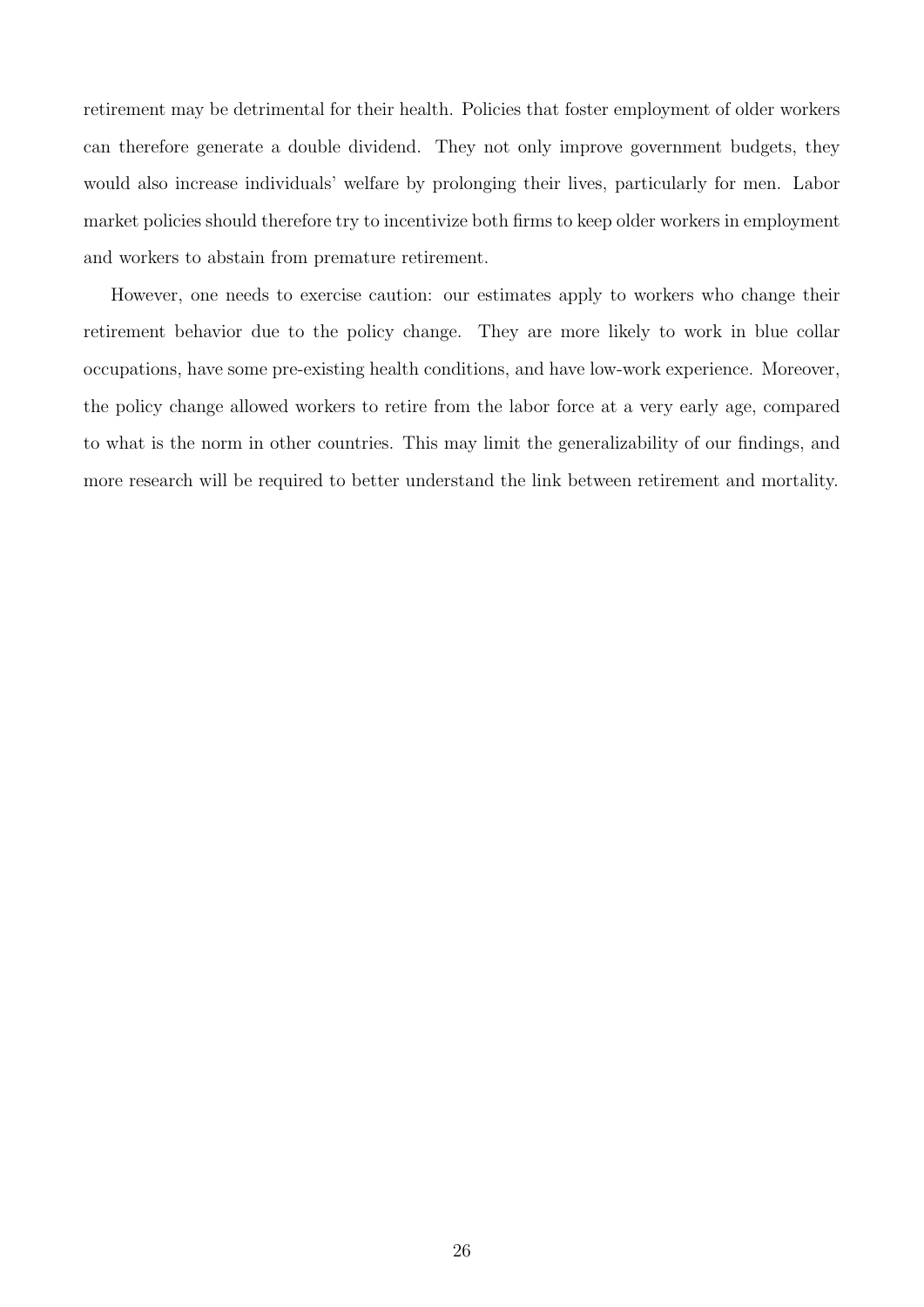retirement may be detrimental for their health. Policies that foster employment of older workers can therefore generate a double dividend. They not only improve government budgets, they would also increase individuals' welfare by prolonging their lives, particularly for men. Labor market policies should therefore try to incentivize both firms to keep older workers in employment and workers to abstain from premature retirement.

However, one needs to exercise caution: our estimates apply to workers who change their retirement behavior due to the policy change. They are more likely to work in blue collar occupations, have some pre-existing health conditions, and have low-work experience. Moreover, the policy change allowed workers to retire from the labor force at a very early age, compared to what is the norm in other countries. This may limit the generalizability of our findings, and more research will be required to better understand the link between retirement and mortality.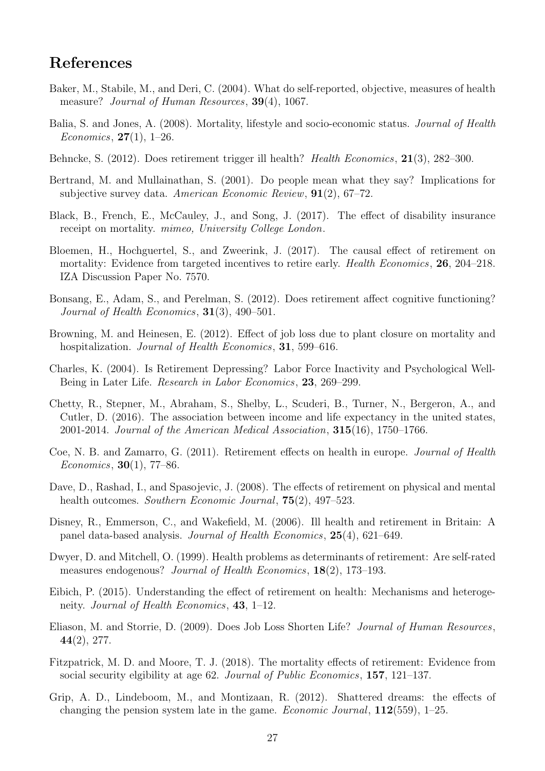## References

Baker, M., Stabile, M., and Deri, C. (2004). What do self-reported, objective, measures of health measure? *Journal of Human Resources*, **39**(4), 1067.

Balia, S. and Jones, A. (2008). Mortality, lifestyle and socio-economic status. *Journal of Health Economics*, **27**(1), 1–26.

Behncke, S. (2012). Does retirement trigger ill health? *Health Economics*, **21**(3), 282–300.

Bertrand, M. and Mullainathan, S. (2001). Do people mean what they say? Implications for subjective survey data. *American Economic Review*, **91**(2), 67–72.

Black, B., French, E., McCauley, J., and Song, J. (2017). The effect of disability insurance receipt on mortality. *mimeo, University College London*.

Bloemen, H., Hochguertel, S., and Zweerink, J. (2017). The causal effect of retirement on mortality: Evidence from targeted incentives to retire early. *Health Economics*, **26**, 204–218. IZA Discussion Paper No. 7570.

Bonsang, E., Adam, S., and Perelman, S. (2012). Does retirement affect cognitive functioning? *Journal of Health Economics*, **31**(3), 490–501.

Browning, M. and Heinesen, E. (2012). Effect of job loss due to plant closure on mortality and hospitalization. *Journal of Health Economics*, **31**, 599–616.

Charles, K. (2004). Is Retirement Depressing? Labor Force Inactivity and Psychological Well-Being in Later Life. *Research in Labor Economics*, **23**, 269–299.

Chetty, R., Stepner, M., Abraham, S., Shelby, L., Scuderi, B., Turner, N., Bergeron, A., and Cutler, D. (2016). The association between income and life expectancy in the united states, 2001-2014. *Journal of the American Medical Association*, **315**(16), 1750–1766.

Coe, N. B. and Zamarro, G. (2011). Retirement effects on health in europe. *Journal of Health Economics*, **30**(1), 77–86.

Dave, D., Rashad, I., and Spasojevic, J. (2008). The effects of retirement on physical and mental health outcomes. *Southern Economic Journal*, **75**(2), 497–523.

Disney, R., Emmerson, C., and Wakefield, M. (2006). Ill health and retirement in Britain: A panel data-based analysis. *Journal of Health Economics*, **25**(4), 621–649.

Dwyer, D. and Mitchell, O. (1999). Health problems as determinants of retirement: Are self-rated measures endogenous? *Journal of Health Economics*, **18**(2), 173–193.

Eibich, P. (2015). Understanding the effect of retirement on health: Mechanisms and heterogeneity. *Journal of Health Economics*, **43**, 1–12.

Eliason, M. and Storrie, D. (2009). Does Job Loss Shorten Life? *Journal of Human Resources*, **44**(2), 277.

Fitzpatrick, M. D. and Moore, T. J. (2018). The mortality effects of retirement: Evidence from social security elgibility at age 62. *Journal of Public Economics*, **157**, 121–137.

Grip, A. D., Lindeboom, M., and Montizaan, R. (2012). Shattered dreams: the effects of changing the pension system late in the game. *Economic Journal*, **112**(559), 1–25.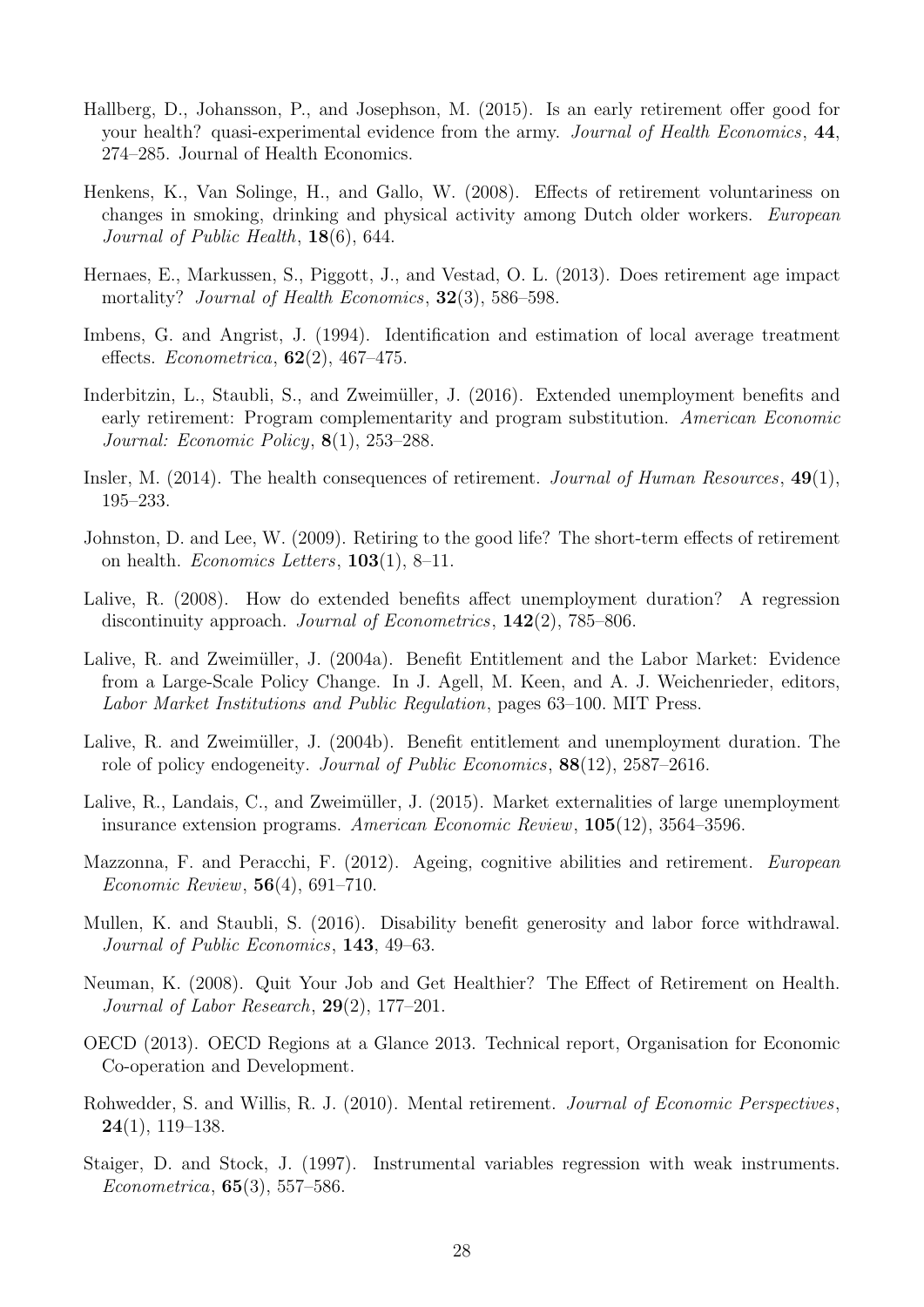Hallberg, D., Johansson, P., and Josephson, M. (2015). Is an early retirement offer good for your health? quasi-experimental evidence from the army. *Journal of Health Economics*, **44**, 274–285. Journal of Health Economics.

Henkens, K., Van Solinge, H., and Gallo, W. (2008). Effects of retirement voluntariness on changes in smoking, drinking and physical activity among Dutch older workers. *European Journal of Public Health*, **18**(6), 644.

Hernaes, E., Markussen, S., Piggott, J., and Vestad, O. L. (2013). Does retirement age impact mortality? *Journal of Health Economics*, **32**(3), 586–598.

Imbens, G. and Angrist, J. (1994). Identification and estimation of local average treatment effects. *Econometrica*, **62**(2), 467–475.

Inderbitzin, L., Staubli, S., and Zweimüller, J. (2016). Extended unemployment benefits and early retirement: Program complementarity and program substitution. *American Economic Journal: Economic Policy*, **8**(1), 253–288.

Insler, M. (2014). The health consequences of retirement. *Journal of Human Resources*, **49**(1), 195–233.

Johnston, D. and Lee, W. (2009). Retiring to the good life? The short-term effects of retirement on health. *Economics Letters*, **103**(1), 8–11.

Lalive, R. (2008). How do extended benefits affect unemployment duration? A regression discontinuity approach. *Journal of Econometrics*, **142**(2), 785–806.

Lalive, R. and Zweimüller, J. (2004a). Benefit Entitlement and the Labor Market: Evidence from a Large-Scale Policy Change. In J. Agell, M. Keen, and A. J. Weichenrieder, editors, *Labor Market Institutions and Public Regulation*, pages 63–100. MIT Press.

Lalive, R. and Zweimüller, J. (2004b). Benefit entitlement and unemployment duration. The role of policy endogeneity. *Journal of Public Economics*, **88**(12), 2587–2616.

Lalive, R., Landais, C., and Zweimüller, J. (2015). Market externalities of large unemployment insurance extension programs. *American Economic Review*, **105**(12), 3564–3596.

Mazzonna, F. and Peracchi, F. (2012). Ageing, cognitive abilities and retirement. *European Economic Review*, **56**(4), 691–710.

Mullen, K. and Staubli, S. (2016). Disability benefit generosity and labor force withdrawal. *Journal of Public Economics*, **143**, 49–63.

Neuman, K. (2008). Quit Your Job and Get Healthier? The Effect of Retirement on Health. *Journal of Labor Research*, **29**(2), 177–201.

OECD (2013). OECD Regions at a Glance 2013. Technical report, Organisation for Economic Co-operation and Development.

Rohwedder, S. and Willis, R. J. (2010). Mental retirement. *Journal of Economic Perspectives*, **24**(1), 119–138.

Staiger, D. and Stock, J. (1997). Instrumental variables regression with weak instruments. *Econometrica*, **65**(3), 557–586.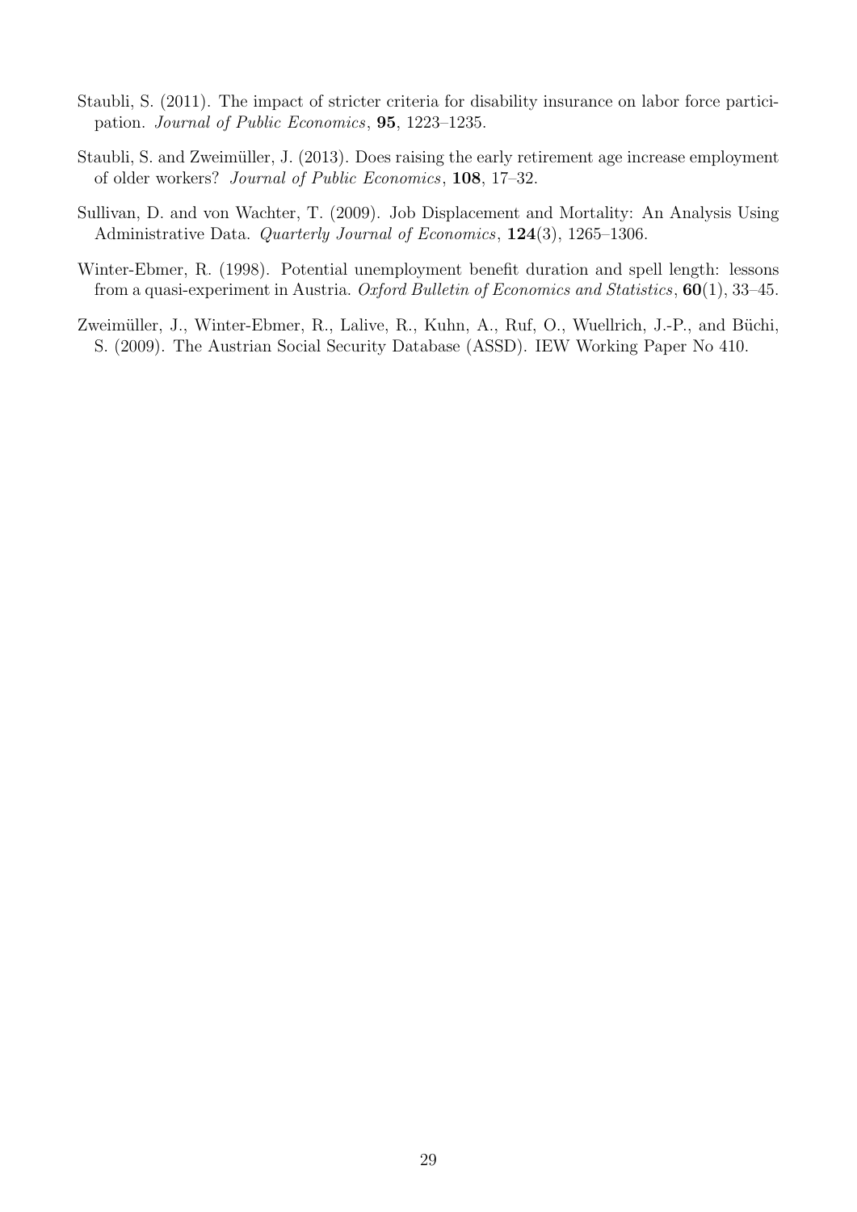Staubli, S. (2011). The impact of stricter criteria for disability insurance on labor force participation. *Journal of Public Economics*, **95**, 1223–1235.

Staubli, S. and Zweimüller, J. (2013). Does raising the early retirement age increase employment of older workers? *Journal of Public Economics*, **108**, 17–32.

Sullivan, D. and von Wachter, T. (2009). Job Displacement and Mortality: An Analysis Using Administrative Data. *Quarterly Journal of Economics*, **124**(3), 1265–1306.

Winter-Ebmer, R. (1998). Potential unemployment benefit duration and spell length: lessons from a quasi-experiment in Austria. *Oxford Bulletin of Economics and Statistics*, **60**(1), 33–45.

Zweimüller, J., Winter-Ebmer, R., Lalive, R., Kuhn, A., Ruf, O., Wuellrich, J.-P., and Büchi, S. (2009). The Austrian Social Security Database (ASSD). IEW Working Paper No 410.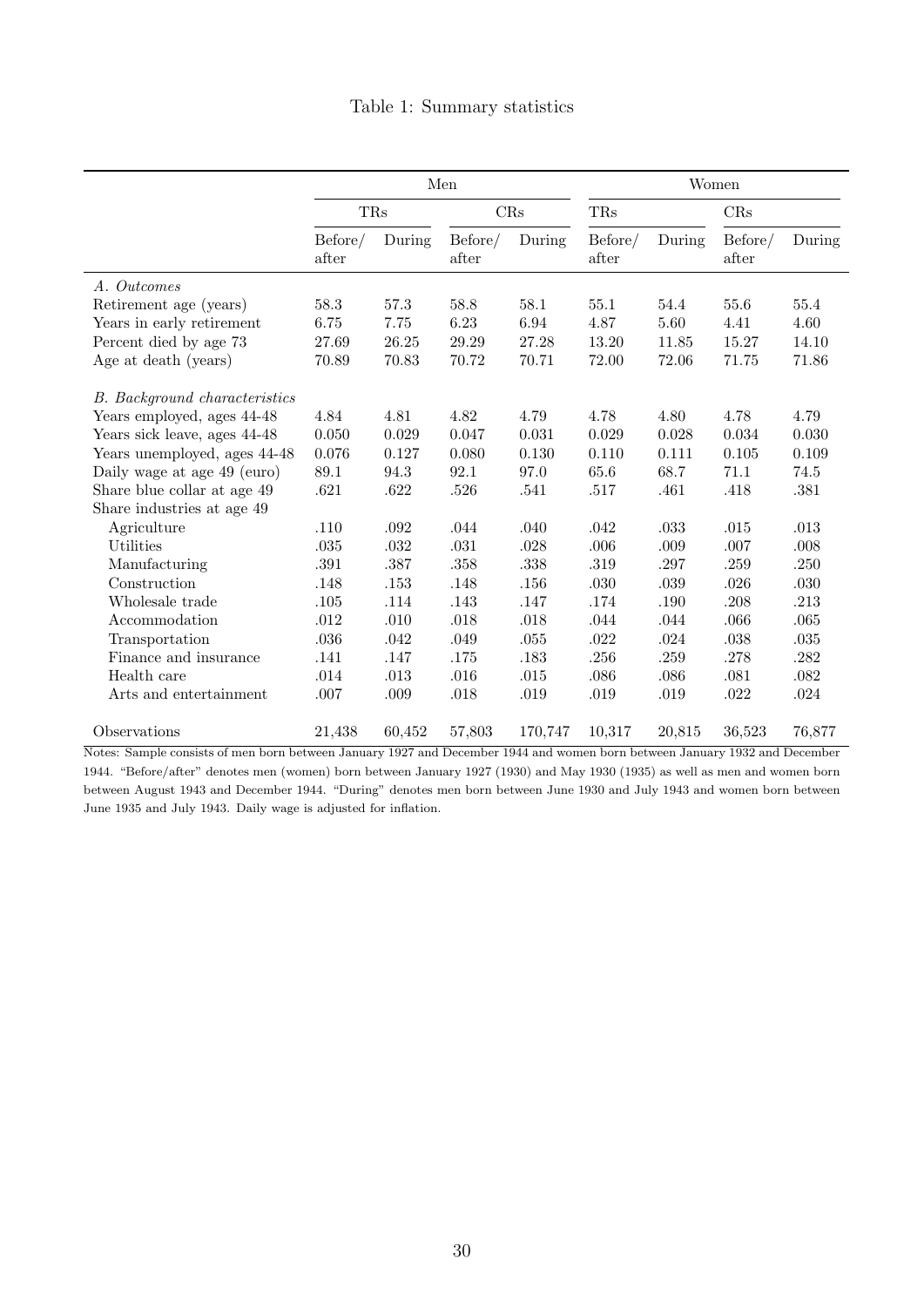Table 1: Summary statistics

| | Men | | | | Women | | | |
|---|---|---|---|---|---|---|---|---|
| | TRs | | CRs | | TRs | | CRs | |
| | Before/ after | During | Before/ after | During | Before/ after | During | Before/ after | During |
| *A. Outcomes* | | | | | | | | |
| Retirement age (years) | 58.3 | 57.3 | 58.8 | 58.1 | 55.1 | 54.4 | 55.6 | 55.4 |
| Years in early retirement | 6.75 | 7.75 | 6.23 | 6.94 | 4.87 | 5.60 | 4.41 | 4.60 |
| Percent died by age 73 | 27.69 | 26.25 | 29.29 | 27.28 | 13.20 | 11.85 | 15.27 | 14.10 |
| Age at death (years) | 70.89 | 70.83 | 70.72 | 70.71 | 72.00 | 72.06 | 71.75 | 71.86 |
| *B. Background characteristics* | | | | | | | | |
| Years employed, ages 44-48 | 4.84 | 4.81 | 4.82 | 4.79 | 4.78 | 4.80 | 4.78 | 4.79 |
| Years sick leave, ages 44-48 | 0.050 | 0.029 | 0.047 | 0.031 | 0.029 | 0.028 | 0.034 | 0.030 |
| Years unemployed, ages 44-48 | 0.076 | 0.127 | 0.080 | 0.130 | 0.110 | 0.111 | 0.105 | 0.109 |
| Daily wage at age 49 (euro) | 89.1 | 94.3 | 92.1 | 97.0 | 65.6 | 68.7 | 71.1 | 74.5 |
| Share blue collar at age 49 | .621 | .622 | .526 | .541 | .517 | .461 | .418 | .381 |
| Share industries at age 49 | | | | | | | | |
| Agriculture | .110 | .092 | .044 | .040 | .042 | .033 | .015 | .013 |
| Utilities | .035 | .032 | .031 | .028 | .006 | .009 | .007 | .008 |
| Manufacturing | .391 | .387 | .358 | .338 | .319 | .297 | .259 | .250 |
| Construction | .148 | .153 | .148 | .156 | .030 | .039 | .026 | .030 |
| Wholesale trade | .105 | .114 | .143 | .147 | .174 | .190 | .208 | .213 |
| Accommodation | .012 | .010 | .018 | .018 | .044 | .044 | .066 | .065 |
| Transportation | .036 | .042 | .049 | .055 | .022 | .024 | .038 | .035 |
| Finance and insurance | .141 | .147 | .175 | .183 | .256 | .259 | .278 | .282 |
| Health care | .014 | .013 | .016 | .015 | .086 | .086 | .081 | .082 |
| Arts and entertainment | .007 | .009 | .018 | .019 | .019 | .019 | .022 | .024 |
| Observations | 21,438 | 60,452 | 57,803 | 170,747 | 10,317 | 20,815 | 36,523 | 76,877 |

Notes: Sample consists of men born between January 1927 and December 1944 and women born between January 1932 and December 1944. "Before/after" denotes men (women) born between January 1927 (1930) and May 1930 (1935) as well as men and women born between August 1943 and December 1944. "During" denotes men born between June 1930 and July 1943 and women born between June 1935 and July 1943. Daily wage is adjusted for inflation.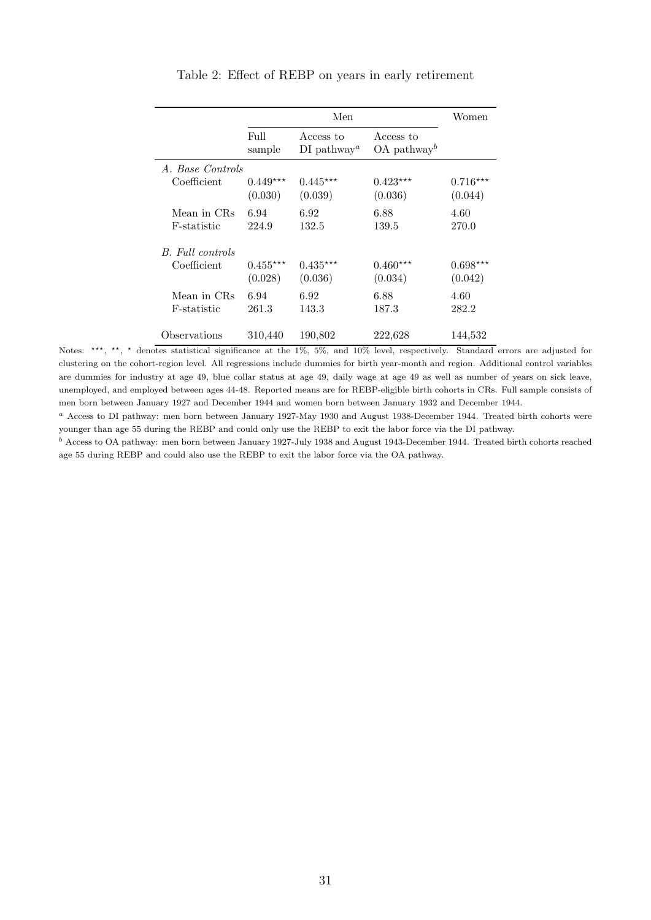Table 2: Effect of REBP on years in early retirement

| | Men | | | Women |
|---|---|---|---|---|
| | Full sample | Access to DI pathway[a] | Access to OA pathway[b] | |
| *A. Base Controls* | | | | |
| Coefficient | 0.449*** | 0.445*** | 0.423*** | 0.716*** |
| | (0.030) | (0.039) | (0.036) | (0.044) |
| Mean in CRs | 6.94 | 6.92 | 6.88 | 4.60 |
| F-statistic | 224.9 | 132.5 | 139.5 | 270.0 |
| *B. Full controls* | | | | |
| Coefficient | 0.455*** | 0.435*** | 0.460*** | 0.698*** |
| | (0.028) | (0.036) | (0.034) | (0.042) |
| Mean in CRs | 6.94 | 6.92 | 6.88 | 4.60 |
| F-statistic | 261.3 | 143.3 | 187.3 | 282.2 |
| Observations | 310,440 | 190,802 | 222,628 | 144,532 |

Notes: ***, **, * denotes statistical significance at the 1%, 5%, and 10% level, respectively. Standard errors are adjusted for clustering on the cohort-region level. All regressions include dummies for birth year-month and region. Additional control variables are dummies for industry at age 49, blue collar status at age 49, daily wage at age 49 as well as number of years on sick leave, unemployed, and employed between ages 44-48. Reported means are for REBP-eligible birth cohorts in CRs. Full sample consists of men born between January 1927 and December 1944 and women born between January 1932 and December 1944.

[a] Access to DI pathway: men born between January 1927-May 1930 and August 1938-December 1944. Treated birth cohorts were younger than age 55 during the REBP and could only use the REBP to exit the labor force via the DI pathway.

[b] Access to OA pathway: men born between January 1927-July 1938 and August 1943-December 1944. Treated birth cohorts reached age 55 during REBP and could also use the REBP to exit the labor force via the OA pathway.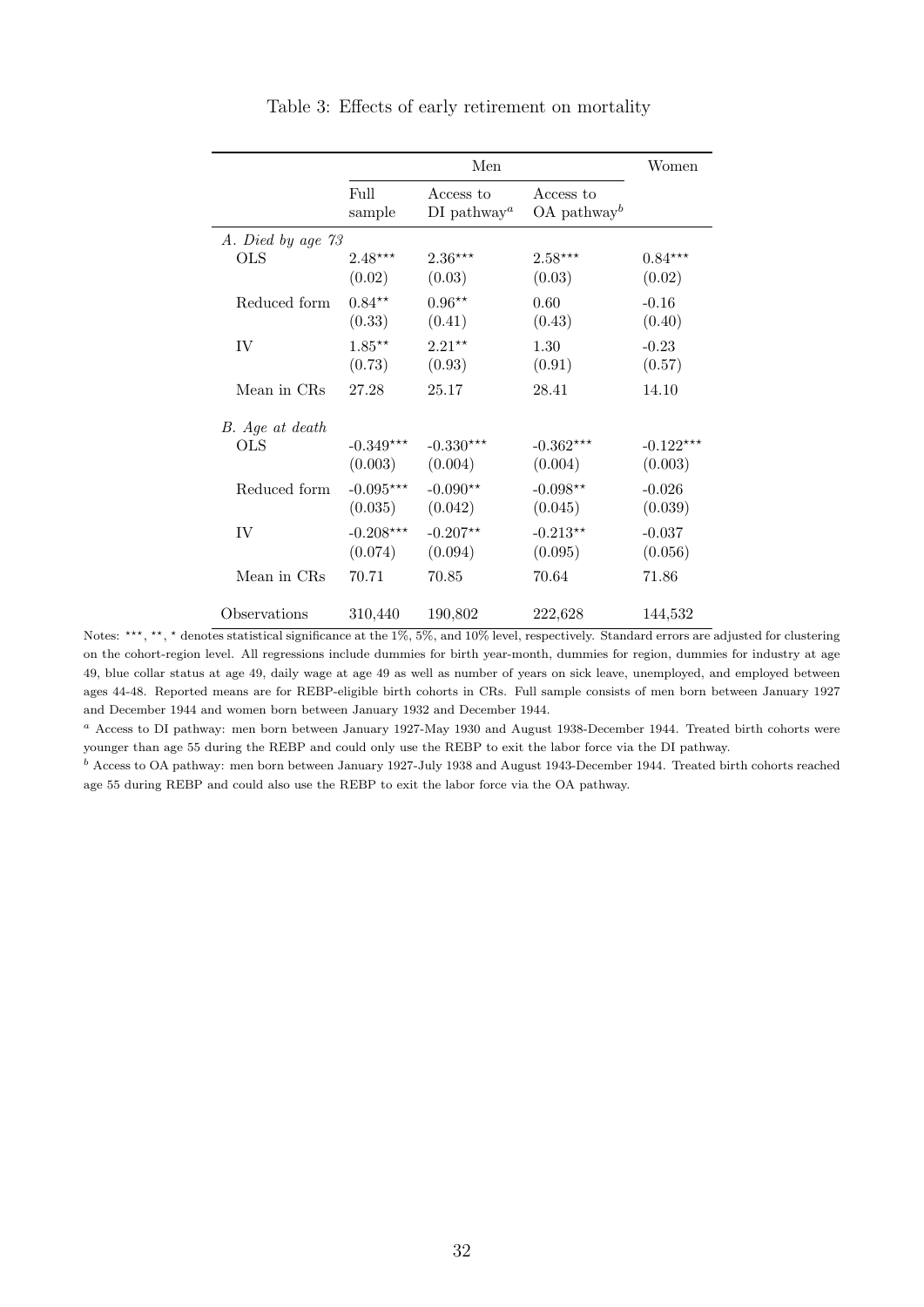Table 3: Effects of early retirement on mortality

| | Men | | | Women |
|---|---|---|---|---|
| | Full sample | Access to DI pathway[a] | Access to OA pathway[b] | |
| *A. Died by age 73* | | | | |
| OLS | 2.48*** | 2.36*** | 2.58*** | 0.84*** |
| | (0.02) | (0.03) | (0.03) | (0.02) |
| Reduced form | 0.84** | 0.96** | 0.60 | -0.16 |
| | (0.33) | (0.41) | (0.43) | (0.40) |
| IV | 1.85** | 2.21** | 1.30 | -0.23 |
| | (0.73) | (0.93) | (0.91) | (0.57) |
| Mean in CRs | 27.28 | 25.17 | 28.41 | 14.10 |
| *B. Age at death* | | | | |
| OLS | -0.349*** | -0.330*** | -0.362*** | -0.122*** |
| | (0.003) | (0.004) | (0.004) | (0.003) |
| Reduced form | -0.095*** | -0.090** | -0.098** | -0.026 |
| | (0.035) | (0.042) | (0.045) | (0.039) |
| IV | -0.208*** | -0.207** | -0.213** | -0.037 |
| | (0.074) | (0.094) | (0.095) | (0.056) |
| Mean in CRs | 70.71 | 70.85 | 70.64 | 71.86 |
| Observations | 310,440 | 190,802 | 222,628 | 144,532 |

Notes: ***, **, * denotes statistical significance at the 1%, 5%, and 10% level, respectively. Standard errors are adjusted for clustering on the cohort-region level. All regressions include dummies for birth year-month, dummies for region, dummies for industry at age 49, blue collar status at age 49, daily wage at age 49 as well as number of years on sick leave, unemployed, and employed between ages 44-48. Reported means are for REBP-eligible birth cohorts in CRs. Full sample consists of men born between January 1927 and December 1944 and women born between January 1932 and December 1944.

[a] Access to DI pathway: men born between January 1927-May 1930 and August 1938-December 1944. Treated birth cohorts were younger than age 55 during the REBP and could only use the REBP to exit the labor force via the DI pathway.

[b] Access to OA pathway: men born between January 1927-July 1938 and August 1943-December 1944. Treated birth cohorts reached age 55 during REBP and could also use the REBP to exit the labor force via the OA pathway.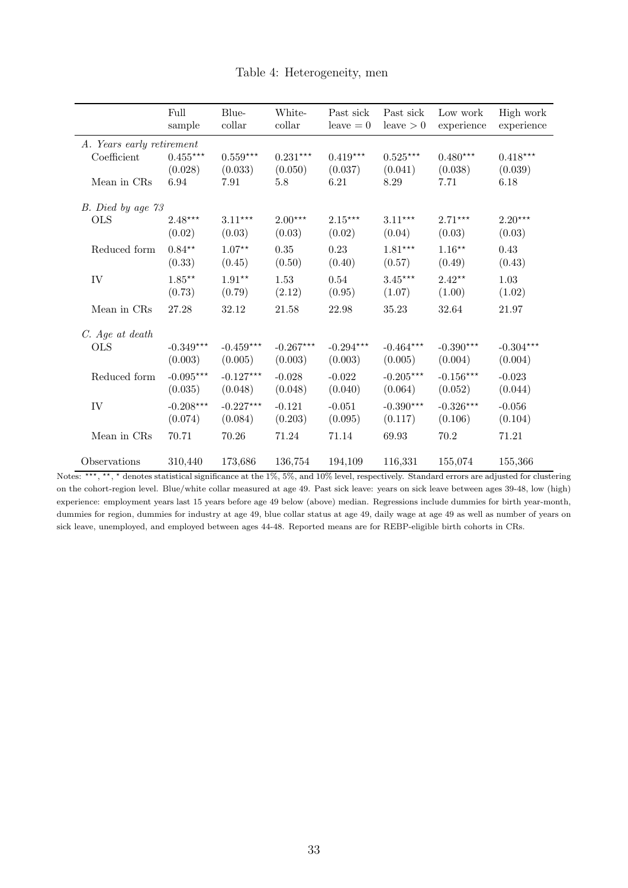Table 4: Heterogeneity, men

| | Full sample | Blue-collar | White-collar | Past sick leave = 0 | Past sick leave > 0 | Low work experience | High work experience |
|---|---|---|---|---|---|---|---|
| *A. Years early retirement* | | | | | | | |
| Coefficient | 0.455*** | 0.559*** | 0.231*** | 0.419*** | 0.525*** | 0.480*** | 0.418*** |
| | (0.028) | (0.033) | (0.050) | (0.037) | (0.041) | (0.038) | (0.039) |
| Mean in CRs | 6.94 | 7.91 | 5.8 | 6.21 | 8.29 | 7.71 | 6.18 |
| *B. Died by age 73* | | | | | | | |
| OLS | 2.48*** | 3.11*** | 2.00*** | 2.15*** | 3.11*** | 2.71*** | 2.20*** |
| | (0.02) | (0.03) | (0.03) | (0.02) | (0.04) | (0.03) | (0.03) |
| Reduced form | 0.84** | 1.07** | 0.35 | 0.23 | 1.81*** | 1.16** | 0.43 |
| | (0.33) | (0.45) | (0.50) | (0.40) | (0.57) | (0.49) | (0.43) |
| IV | 1.85** | 1.91** | 1.53 | 0.54 | 3.45*** | 2.42** | 1.03 |
| | (0.73) | (0.79) | (2.12) | (0.95) | (1.07) | (1.00) | (1.02) |
| Mean in CRs | 27.28 | 32.12 | 21.58 | 22.98 | 35.23 | 32.64 | 21.97 |
| *C. Age at death* | | | | | | | |
| OLS | -0.349*** | -0.459*** | -0.267*** | -0.294*** | -0.464*** | -0.390*** | -0.304*** |
| | (0.003) | (0.005) | (0.003) | (0.003) | (0.005) | (0.004) | (0.004) |
| Reduced form | -0.095*** | -0.127*** | -0.028 | -0.022 | -0.205*** | -0.156*** | -0.023 |
| | (0.035) | (0.048) | (0.048) | (0.040) | (0.064) | (0.052) | (0.044) |
| IV | -0.208*** | -0.227*** | -0.121 | -0.051 | -0.390*** | -0.326*** | -0.056 |
| | (0.074) | (0.084) | (0.203) | (0.095) | (0.117) | (0.106) | (0.104) |
| Mean in CRs | 70.71 | 70.26 | 71.24 | 71.14 | 69.93 | 70.2 | 71.21 |
| Observations | 310,440 | 173,686 | 136,754 | 194,109 | 116,331 | 155,074 | 155,366 |

Notes: ***, **, * denotes statistical significance at the 1%, 5%, and 10% level, respectively. Standard errors are adjusted for clustering on the cohort-region level. Blue/white collar measured at age 49. Past sick leave: years on sick leave between ages 39-48, low (high) experience: employment years last 15 years before age 49 below (above) median. Regressions include dummies for birth year-month, dummies for region, dummies for industry at age 49, blue collar status at age 49, daily wage at age 49 as well as number of years on sick leave, unemployed, and employed between ages 44-48. Reported means are for REBP-eligible birth cohorts in CRs.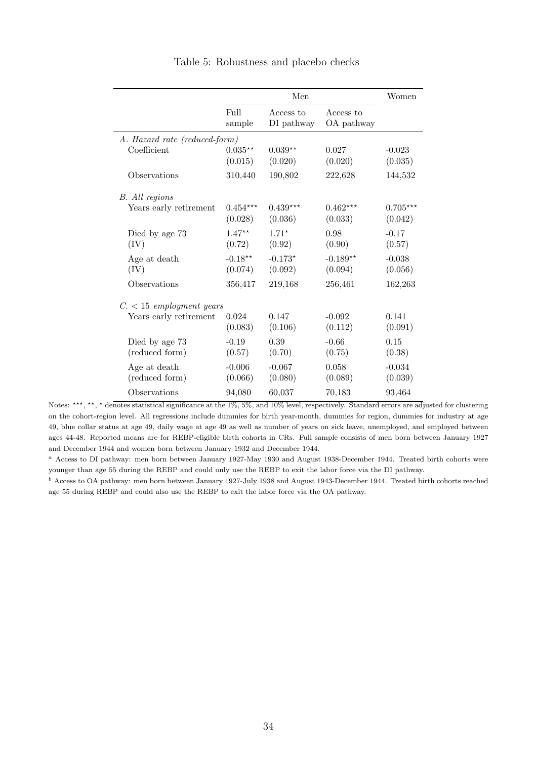Table 5: Robustness and placebo checks

| | Men | | | Women |
|---|---|---|---|---|
| | Full sample | Access to DI pathway | Access to OA pathway | |
| *A. Hazard rate (reduced-form)* | | | | |
| Coefficient | 0.035** | 0.039** | 0.027 | -0.023 |
| | (0.015) | (0.020) | (0.020) | (0.035) |
| Observations | 310,440 | 190,802 | 222,628 | 144,532 |
| *B. All regions* | | | | |
| Years early retirement | 0.454*** | 0.439*** | 0.462*** | 0.705*** |
| | (0.028) | (0.036) | (0.033) | (0.042) |
| Died by age 73 | 1.47** | 1.71* | 0.98 | -0.17 |
| (IV) | (0.72) | (0.92) | (0.90) | (0.57) |
| Age at death | -0.18** | -0.173* | -0.189** | -0.038 |
| (IV) | (0.074) | (0.092) | (0.094) | (0.056) |
| Observations | 356,417 | 219,168 | 256,461 | 162,263 |
| *C. < 15 employment years* | | | | |
| Years early retirement | 0.024 | 0.147 | -0.092 | 0.141 |
| | (0.083) | (0.106) | (0.112) | (0.091) |
| Died by age 73 | -0.19 | 0.39 | -0.66 | 0.15 |
| (reduced form) | (0.57) | (0.70) | (0.75) | (0.38) |
| Age at death | -0.006 | -0.067 | 0.058 | -0.034 |
| (reduced form) | (0.066) | (0.080) | (0.089) | (0.039) |
| Observations | 94,080 | 60,037 | 70,183 | 93,464 |

Notes: ***, **, * denotes statistical significance at the 1%, 5%, and 10% level, respectively. Standard errors are adjusted for clustering on the cohort-region level. All regressions include dummies for birth year-month, dummies for region, dummies for industry at age 49, blue collar status at age 49, daily wage at age 49 as well as number of years on sick leave, unemployed, and employed between ages 44-48. Reported means are for REBP-eligible birth cohorts in CRs. Full sample consists of men born between January 1927 and December 1944 and women born between January 1932 and December 1944.

[a] Access to DI pathway: men born between January 1927-May 1930 and August 1938-December 1944. Treated birth cohorts were younger than age 55 during the REBP and could only use the REBP to exit the labor force via the DI pathway.

[b] Access to OA pathway: men born between January 1927-July 1938 and August 1943-December 1944. Treated birth cohorts reached age 55 during REBP and could also use the REBP to exit the labor force via the OA pathway.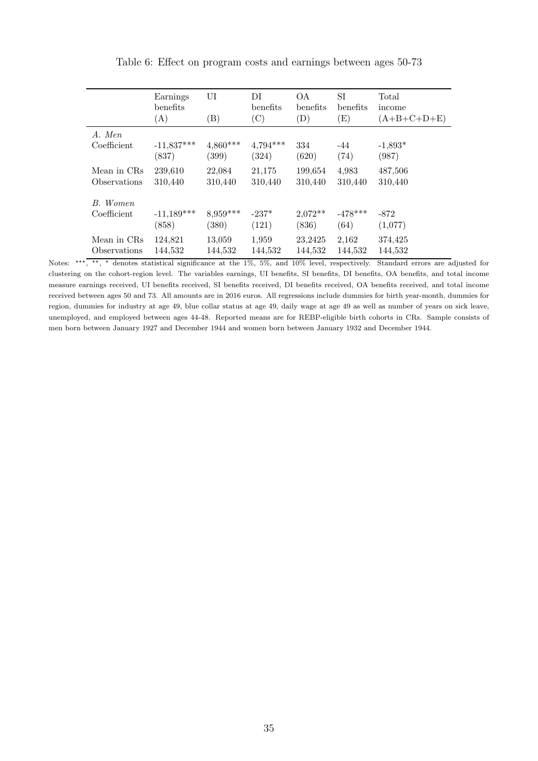Table 6: Effect on program costs and earnings between ages 50-73

| | Earnings benefits (A) | UI (B) | DI benefits (C) | OA benefits (D) | SI benefits (E) | Total income (A+B+C+D+E) |
|---|---|---|---|---|---|---|
| *A. Men* | | | | | | |
| Coefficient | -11,837*** | 4,860*** | 4,794*** | 334 | -44 | -1,893* |
| | (837) | (399) | (324) | (620) | (74) | (987) |
| Mean in CRs | 239,610 | 22,084 | 21,175 | 199,654 | 4,983 | 487,506 |
| Observations | 310,440 | 310,440 | 310,440 | 310,440 | 310,440 | 310,440 |
| *B. Women* | | | | | | |
| Coefficient | -11,189*** | 8,959*** | -237* | 2,072** | -478*** | -872 |
| | (858) | (380) | (121) | (836) | (64) | (1,077) |
| Mean in CRs | 124,821 | 13,059 | 1,959 | 23,2425 | 2,162 | 374,425 |
| Observations | 144,532 | 144,532 | 144,532 | 144,532 | 144,532 | 144,532 |

Notes: ***, **, * denotes statistical significance at the 1%, 5%, and 10% level, respectively. Standard errors are adjusted for clustering on the cohort-region level. The variables earnings, UI benefits, SI benefits, DI benefits, OA benefits, and total income measure earnings received, UI benefits received, SI benefits received, DI benefits received, OA benefits received, and total income received between ages 50 and 73. All amounts are in 2016 euros. All regressions include dummies for birth year-month, dummies for region, dummies for industry at age 49, blue collar status at age 49, daily wage at age 49 as well as number of years on sick leave, unemployed, and employed between ages 44-48. Reported means are for REBP-eligible birth cohorts in CRs. Sample consists of men born between January 1927 and December 1944 and women born between January 1932 and December 1944.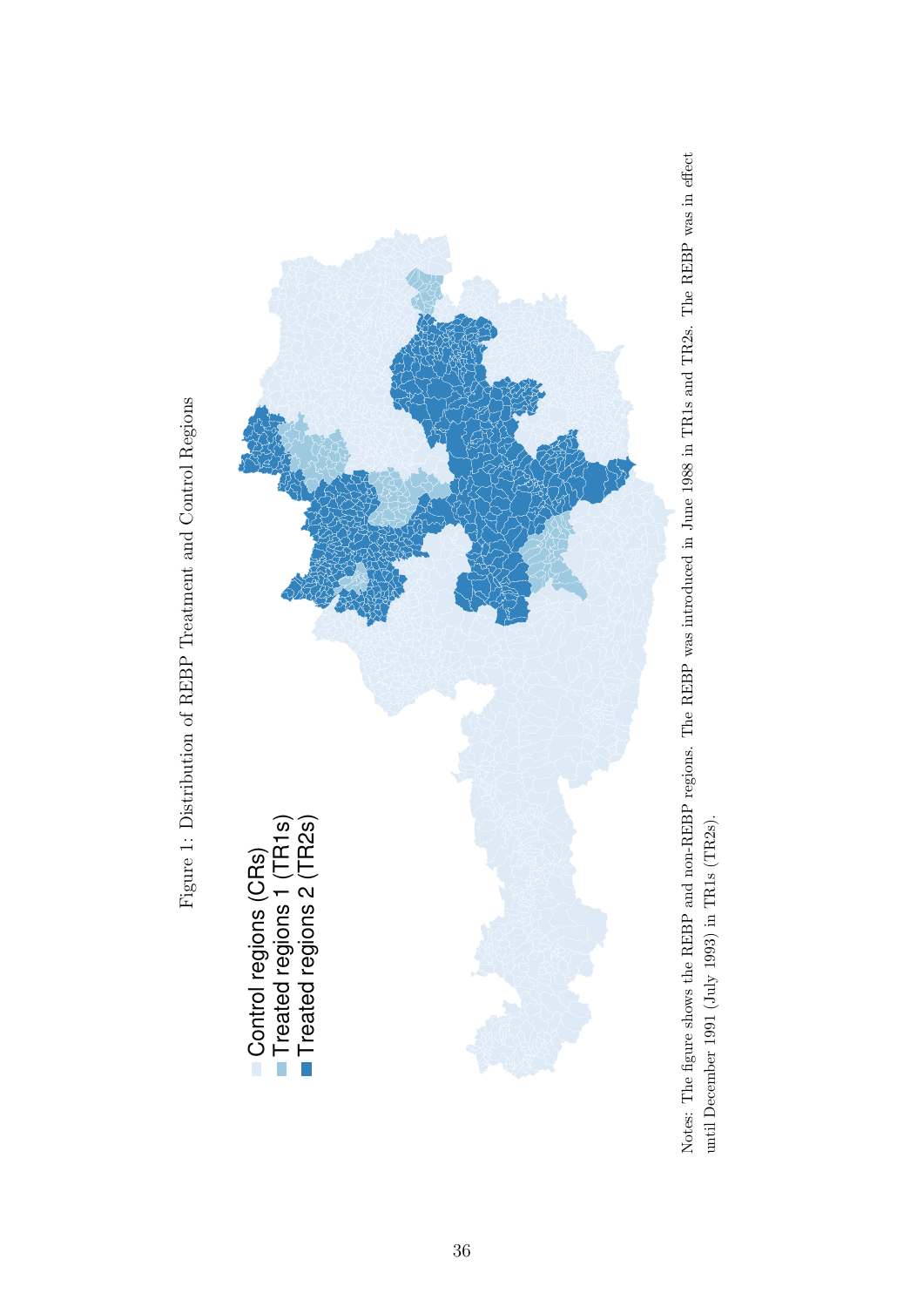Figure 1: Distribution of REBP Treatment and Control Regions

Control regions (CRs)
Treated regions 1 (TR1s)
Treated regions 2 (TR2s)

Notes: The figure shows the REBP and non-REBP regions. The REBP was introduced in June 1988 in TR1s and TR2s. The REBP was in effect until December 1991 (July 1993) in TR1s (TR2s).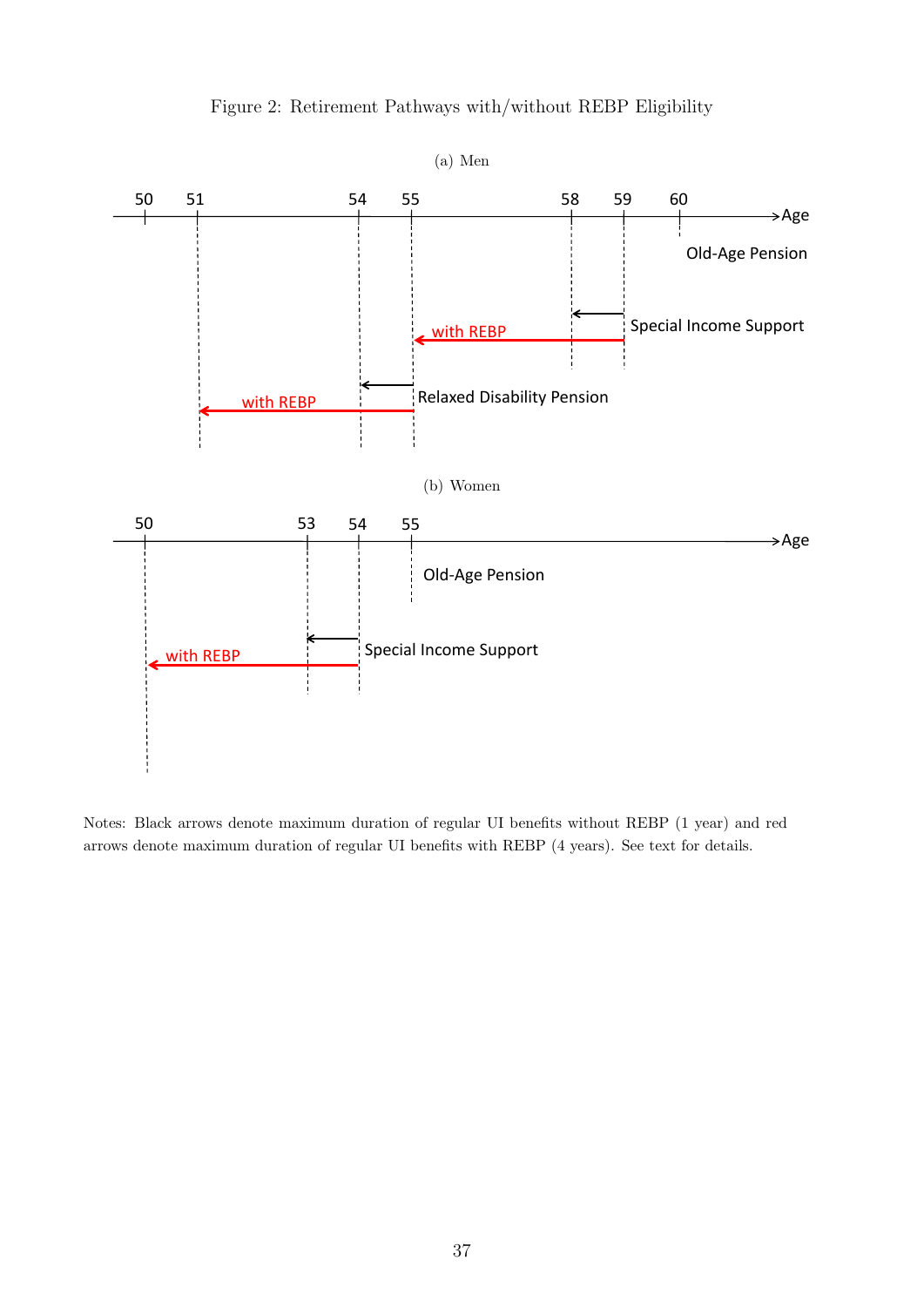Figure 2: Retirement Pathways with/without REBP Eligibility

(a) Men

(b) Women

Notes: Black arrows denote maximum duration of regular UI benefits without REBP (1 year) and red arrows denote maximum duration of regular UI benefits with REBP (4 years). See text for details.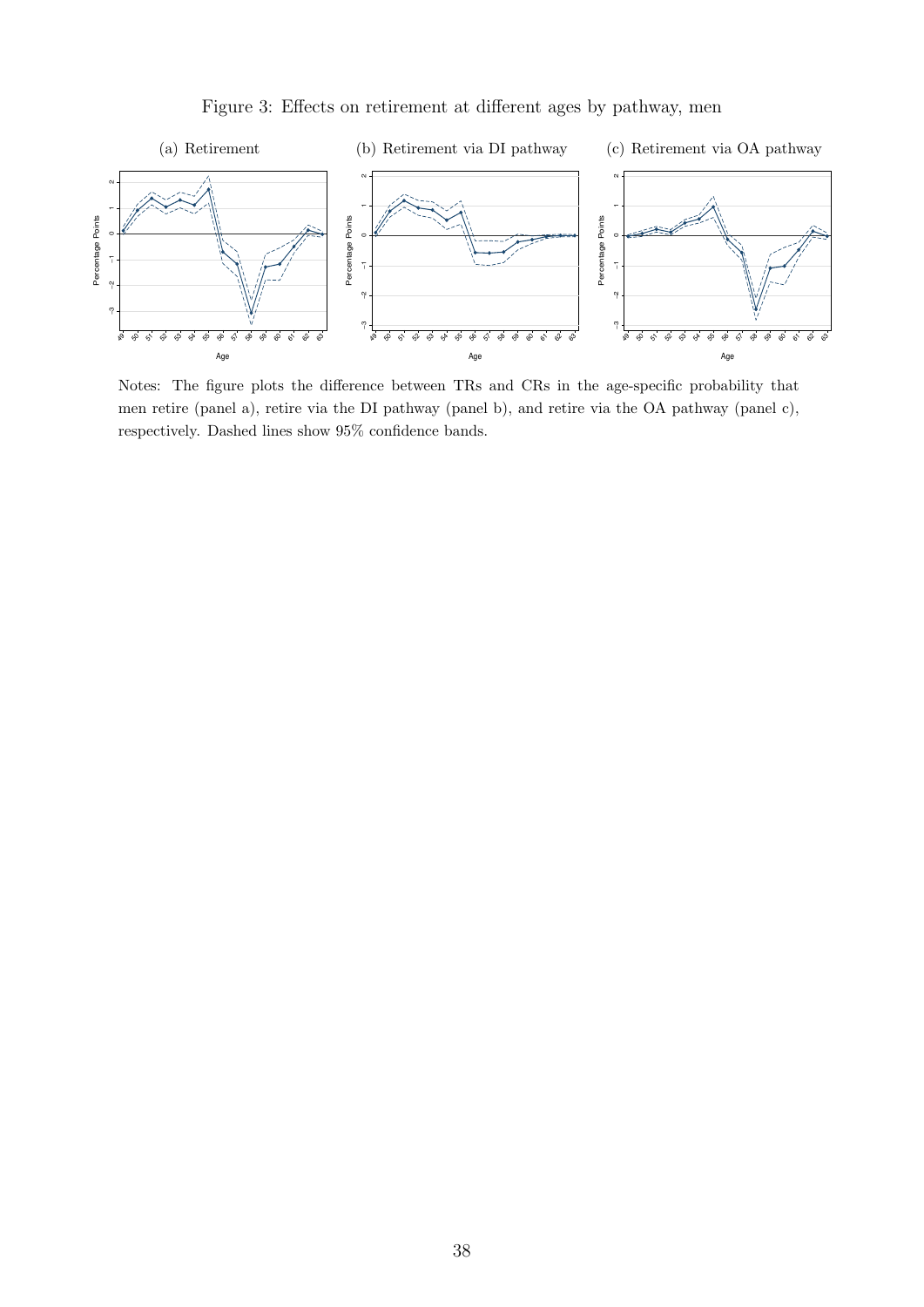Figure 3: Effects on retirement at different ages by pathway, men

(a) Retirement

(b) Retirement via DI pathway

(c) Retirement via OA pathway

Notes: The figure plots the difference between TRs and CRs in the age-specific probability that men retire (panel a), retire via the DI pathway (panel b), and retire via the OA pathway (panel c), respectively. Dashed lines show 95% confidence bands.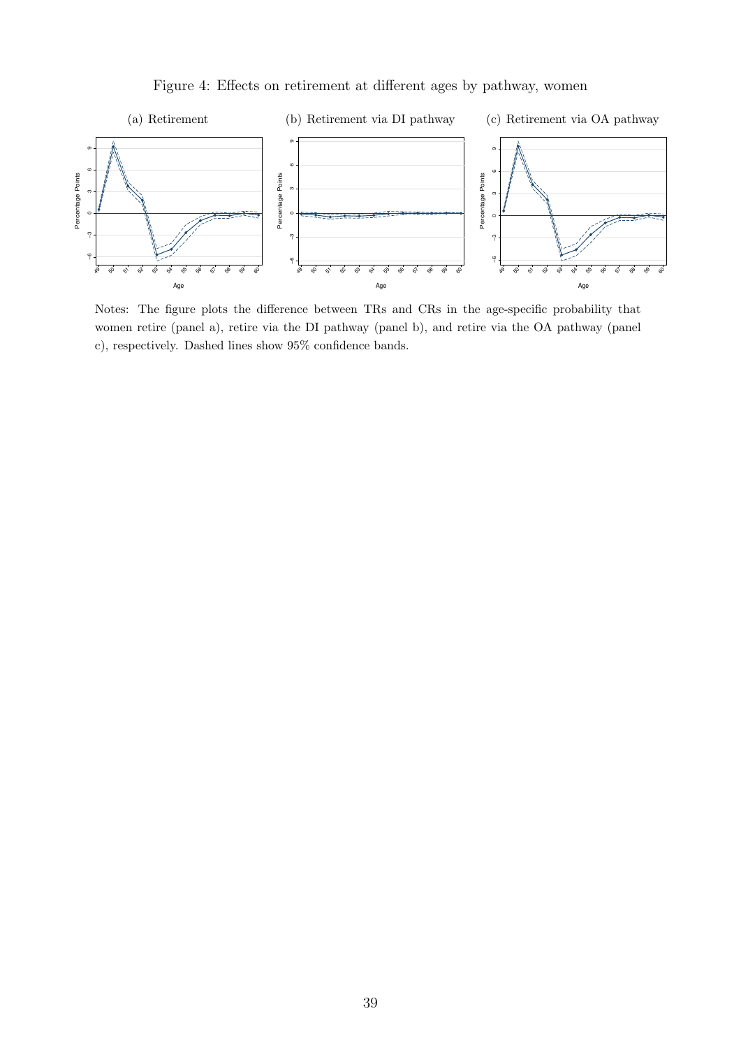Figure 4: Effects on retirement at different ages by pathway, women

(a) Retirement

(b) Retirement via DI pathway

(c) Retirement via OA pathway

Notes: The figure plots the difference between TRs and CRs in the age-specific probability that women retire (panel a), retire via the DI pathway (panel b), and retire via the OA pathway (panel c), respectively. Dashed lines show 95% confidence bands.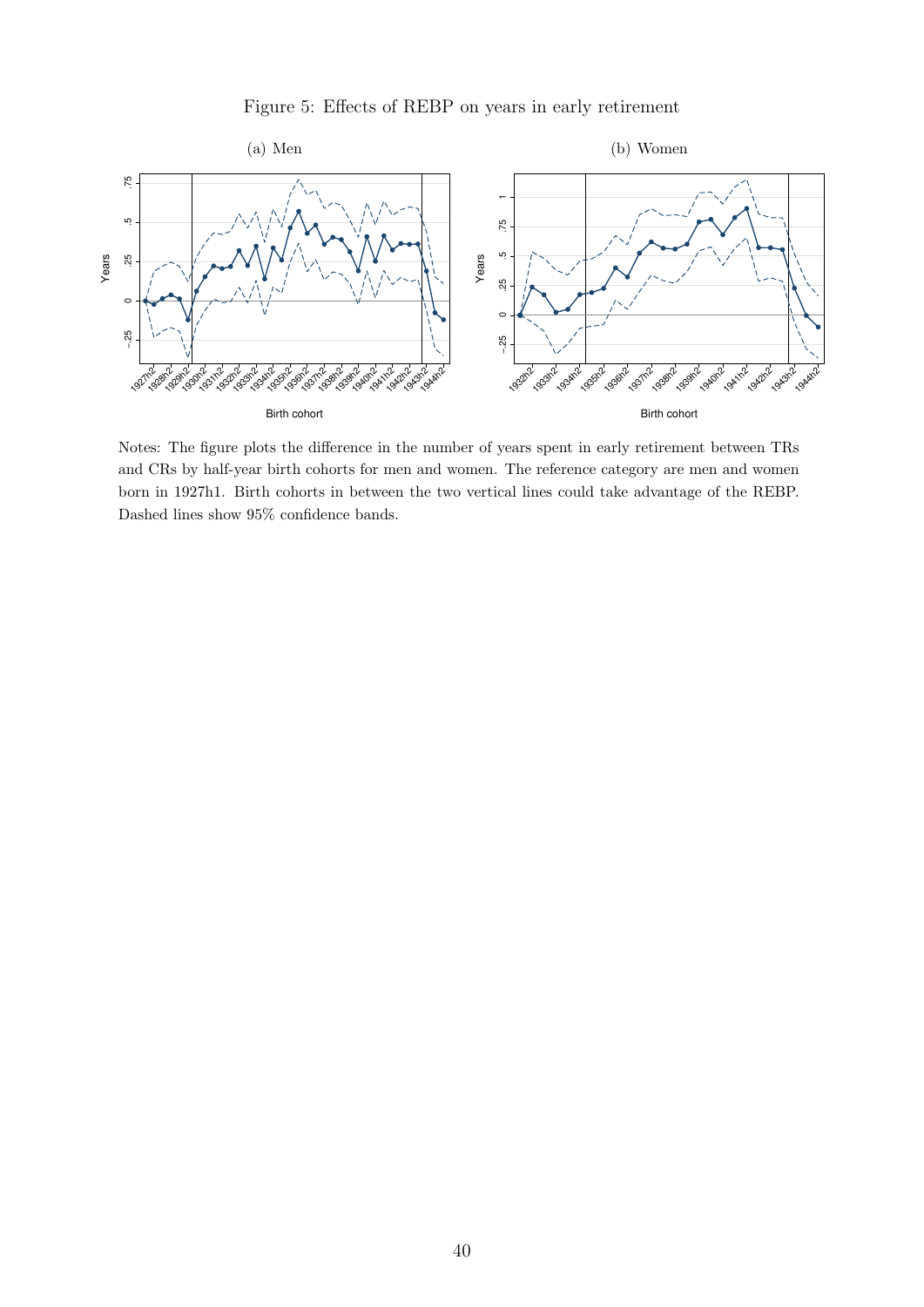Figure 5: Effects of REBP on years in early retirement

(a) Men

(b) Women

Notes: The figure plots the difference in the number of years spent in early retirement between TRs and CRs by half-year birth cohorts for men and women. The reference category are men and women born in 1927h1. Birth cohorts in between the two vertical lines could take advantage of the REBP. Dashed lines show 95% confidence bands.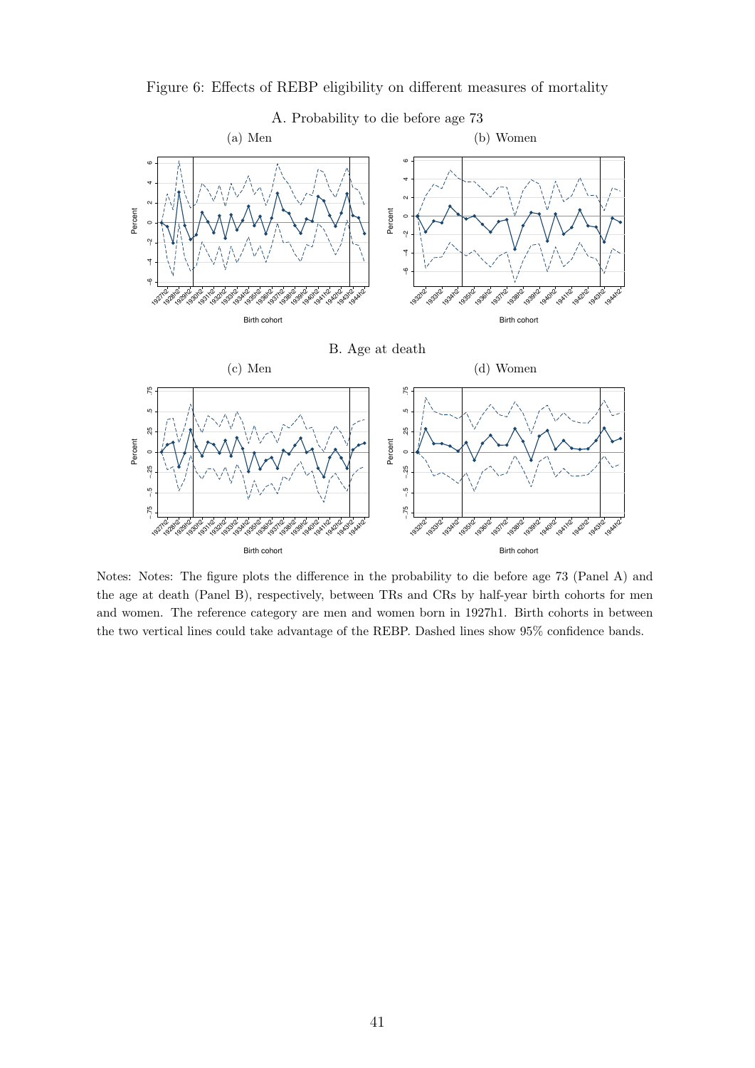Figure 6: Effects of REBP eligibility on different measures of mortality

A. Probability to die before age 73

(a) Men

(b) Women

B. Age at death

(c) Men

(d) Women

Notes: Notes: The figure plots the difference in the probability to die before age 73 (Panel A) and the age at death (Panel B), respectively, between TRs and CRs by half-year birth cohorts for men and women. The reference category are men and women born in 1927h1. Birth cohorts in between the two vertical lines could take advantage of the REBP. Dashed lines show 95% confidence bands.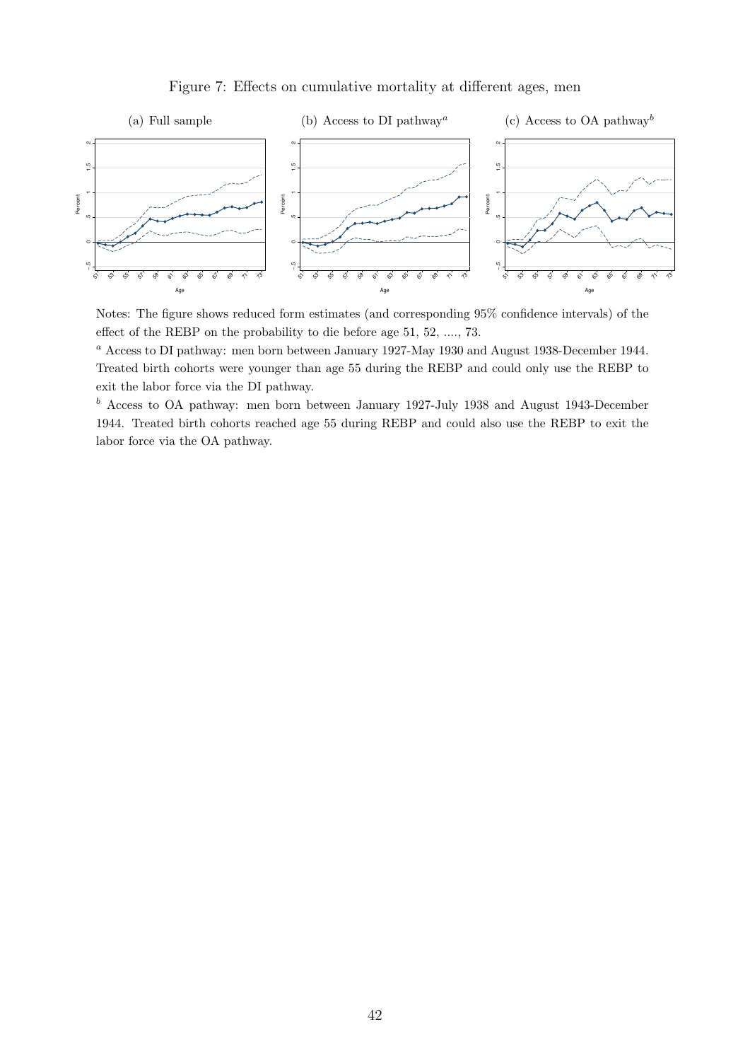Figure 7: Effects on cumulative mortality at different ages, men

(a) Full sample

Percent

2
1.5
1
.5
0
-.5

51 53 55 57 59 61 63 65 67 69 71 73

Age

(b) Access to DI pathway[a]

Percent

2
1.5
1
.5
0
-.5

51 53 55 57 59 61 63 65 67 69 71 73

Age

(c) Access to OA pathway[b]

Percent

2
1.5
1
.5
0
-.5

51 53 55 57 59 61 63 65 67 69 71 73

Age

Notes: The figure shows reduced form estimates (and corresponding 95% confidence intervals) of the effect of the REBP on the probability to die before age 51, 52, ...., 73.

[a] Access to DI pathway: men born between January 1927-May 1930 and August 1938-December 1944. Treated birth cohorts were younger than age 55 during the REBP and could only use the REBP to exit the labor force via the DI pathway.

[b] Access to OA pathway: men born between January 1927-July 1938 and August 1943-December 1944. Treated birth cohorts reached age 55 during REBP and could also use the REBP to exit the labor force via the OA pathway.